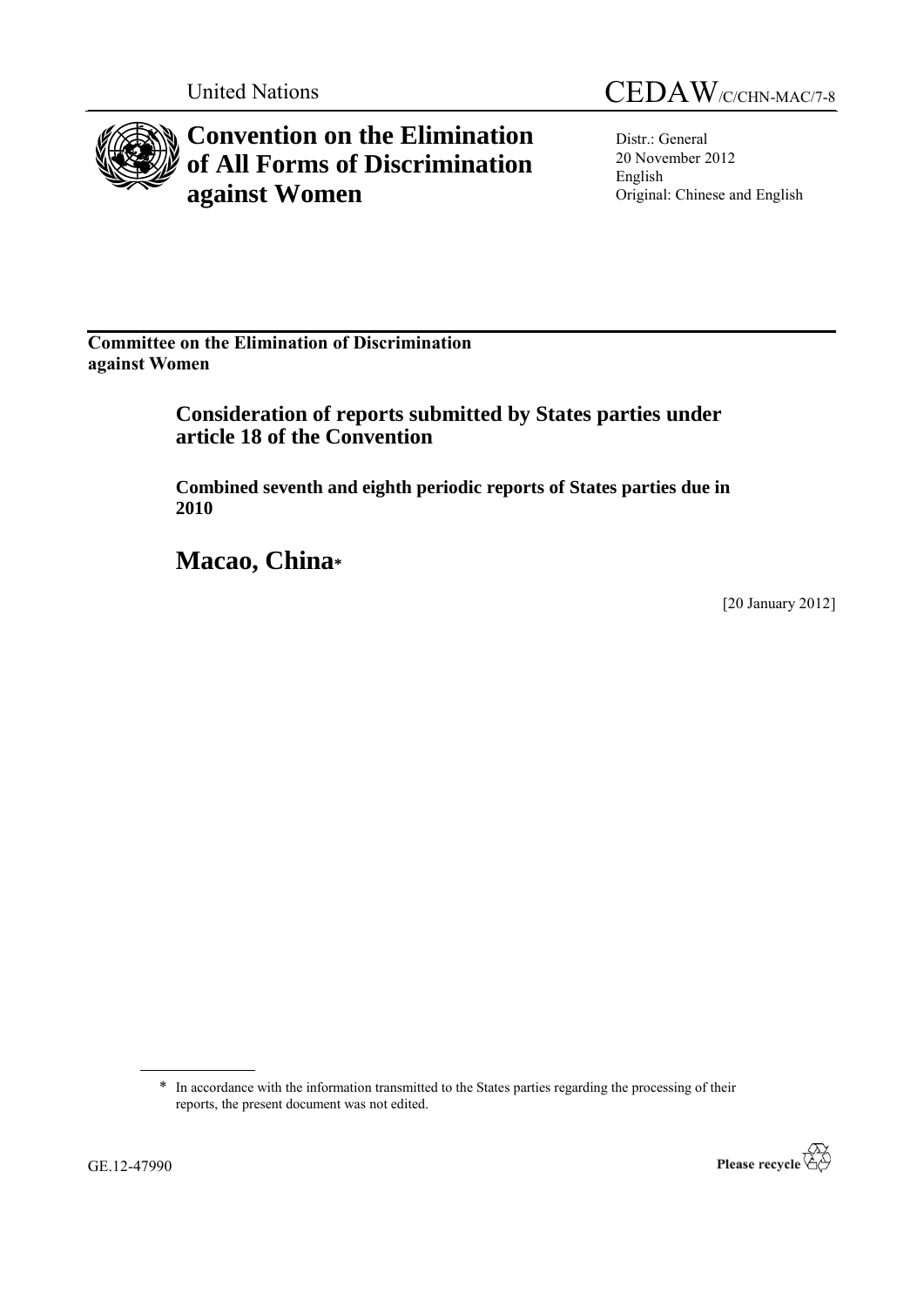United Nations

CEDAW/C/CHN-MAC/7-8

# Convention on the Elimination of All Forms of Discrimination against Women

Distr.: General
20 November 2012
English
Original: Chinese and English

**Committee on the Elimination of Discrimination against Women**

## Consideration of reports submitted by States parties under article 18 of the Convention

### Combined seventh and eighth periodic reports of States parties due in 2010

# Macao, China*

[20 January 2012]

---

* In accordance with the information transmitted to the States parties regarding the processing of their reports, the present document was not edited.

GE.12-47990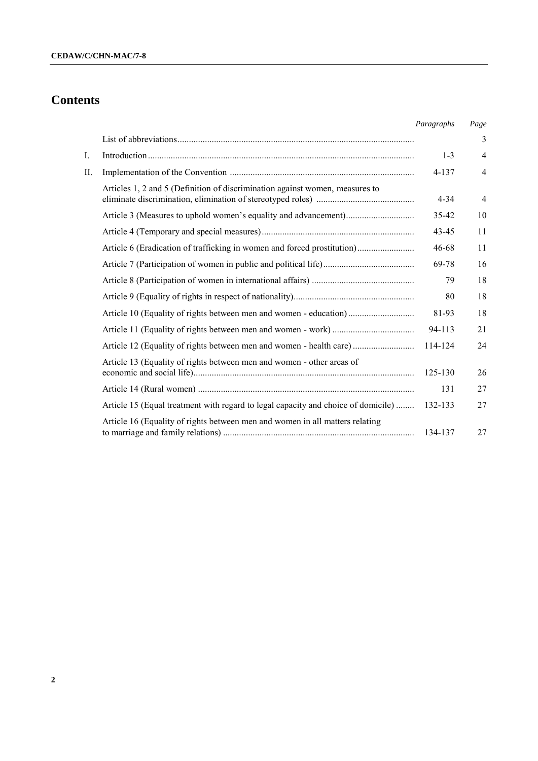# Contents

| | | Paragraphs | Page |
|---|---|---|---|
| | List of abbreviations | | 3 |
| I. | Introduction | 1-3 | 4 |
| II. | Implementation of the Convention | 4-137 | 4 |
| | Articles 1, 2 and 5 (Definition of discrimination against women, measures to eliminate discrimination, elimination of stereotyped roles) | 4-34 | 4 |
| | Article 3 (Measures to uphold women's equality and advancement) | 35-42 | 10 |
| | Article 4 (Temporary and special measures) | 43-45 | 11 |
| | Article 6 (Eradication of trafficking in women and forced prostitution) | 46-68 | 11 |
| | Article 7 (Participation of women in public and political life) | 69-78 | 16 |
| | Article 8 (Participation of women in international affairs) | 79 | 18 |
| | Article 9 (Equality of rights in respect of nationality) | 80 | 18 |
| | Article 10 (Equality of rights between men and women - education) | 81-93 | 18 |
| | Article 11 (Equality of rights between men and women - work) | 94-113 | 21 |
| | Article 12 (Equality of rights between men and women - health care) | 114-124 | 24 |
| | Article 13 (Equality of rights between men and women - other areas of economic and social life) | 125-130 | 26 |
| | Article 14 (Rural women) | 131 | 27 |
| | Article 15 (Equal treatment with regard to legal capacity and choice of domicile) | 132-133 | 27 |
| | Article 16 (Equality of rights between men and women in all matters relating to marriage and family relations) | 134-137 | 27 |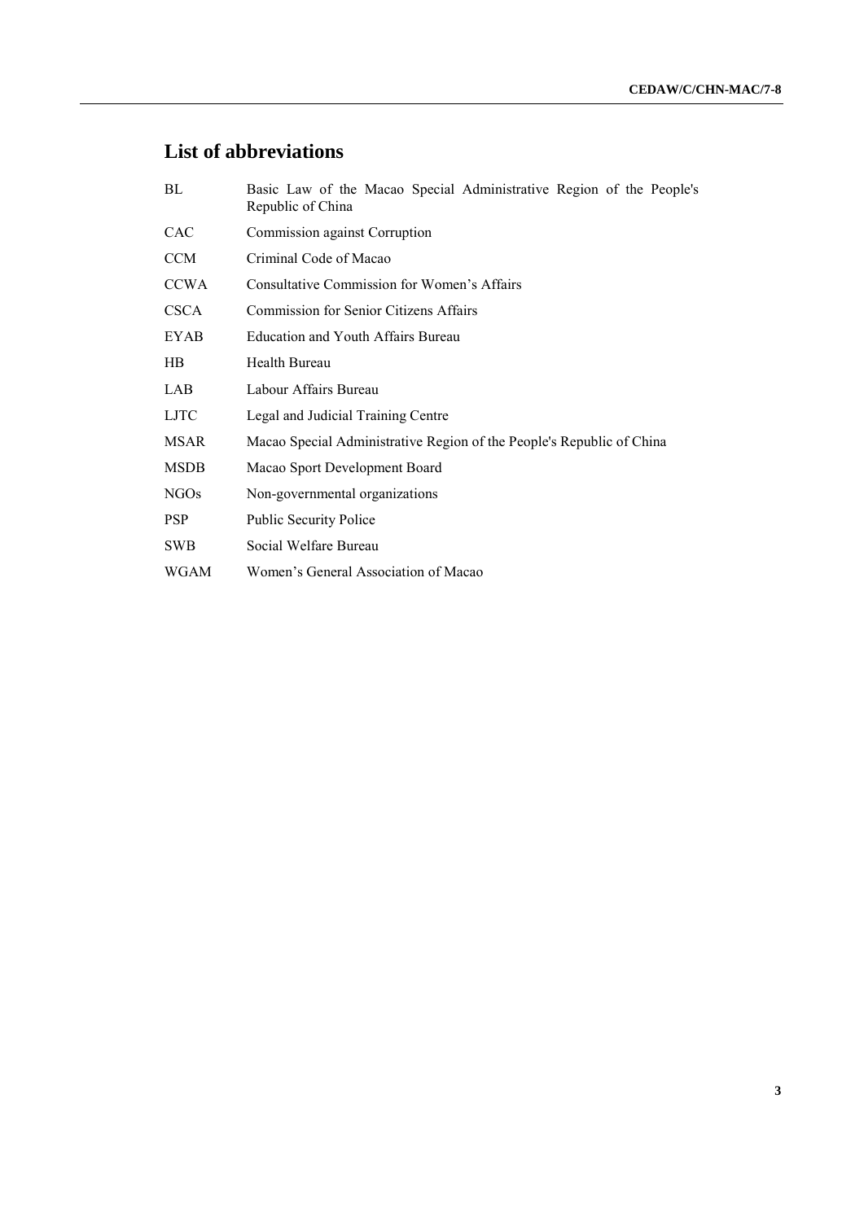# List of abbreviations

| | |
|---|---|
| BL | Basic Law of the Macao Special Administrative Region of the People's Republic of China |
| CAC | Commission against Corruption |
| CCM | Criminal Code of Macao |
| CCWA | Consultative Commission for Women's Affairs |
| CSCA | Commission for Senior Citizens Affairs |
| EYAB | Education and Youth Affairs Bureau |
| HB | Health Bureau |
| LAB | Labour Affairs Bureau |
| LJTC | Legal and Judicial Training Centre |
| MSAR | Macao Special Administrative Region of the People's Republic of China |
| MSDB | Macao Sport Development Board |
| NGOs | Non-governmental organizations |
| PSP | Public Security Police |
| SWB | Social Welfare Bureau |
| WGAM | Women's General Association of Macao |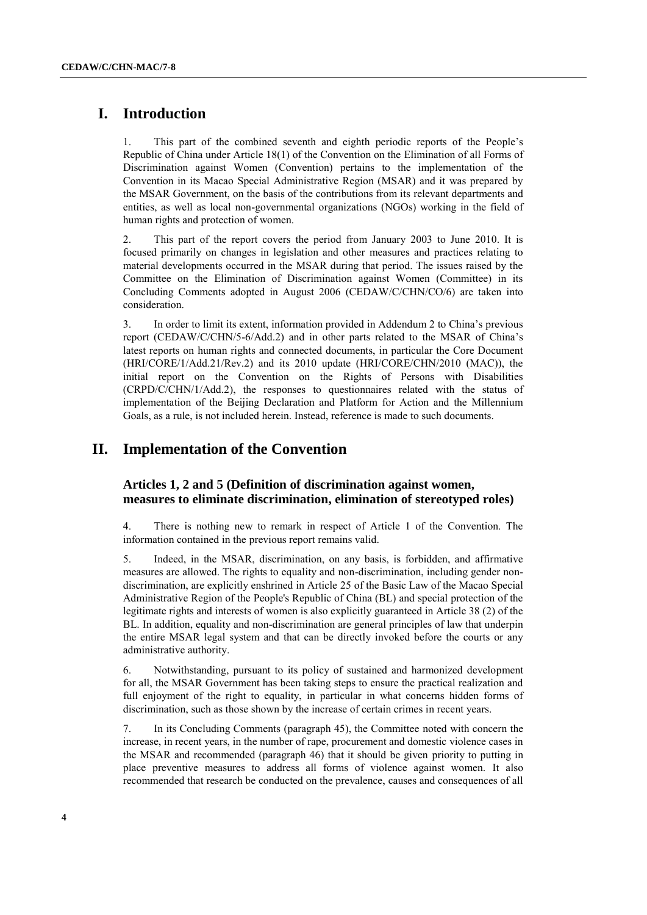# I. Introduction

1. This part of the combined seventh and eighth periodic reports of the People's Republic of China under Article 18(1) of the Convention on the Elimination of all Forms of Discrimination against Women (Convention) pertains to the implementation of the Convention in its Macao Special Administrative Region (MSAR) and it was prepared by the MSAR Government, on the basis of the contributions from its relevant departments and entities, as well as local non-governmental organizations (NGOs) working in the field of human rights and protection of women.

2. This part of the report covers the period from January 2003 to June 2010. It is focused primarily on changes in legislation and other measures and practices relating to material developments occurred in the MSAR during that period. The issues raised by the Committee on the Elimination of Discrimination against Women (Committee) in its Concluding Comments adopted in August 2006 (CEDAW/C/CHN/CO/6) are taken into consideration.

3. In order to limit its extent, information provided in Addendum 2 to China's previous report (CEDAW/C/CHN/5-6/Add.2) and in other parts related to the MSAR of China's latest reports on human rights and connected documents, in particular the Core Document (HRI/CORE/1/Add.21/Rev.2) and its 2010 update (HRI/CORE/CHN/2010 (MAC)), the initial report on the Convention on the Rights of Persons with Disabilities (CRPD/C/CHN/1/Add.2), the responses to questionnaires related with the status of implementation of the Beijing Declaration and Platform for Action and the Millennium Goals, as a rule, is not included herein. Instead, reference is made to such documents.

# II. Implementation of the Convention

## Articles 1, 2 and 5 (Definition of discrimination against women, measures to eliminate discrimination, elimination of stereotyped roles)

4. There is nothing new to remark in respect of Article 1 of the Convention. The information contained in the previous report remains valid.

5. Indeed, in the MSAR, discrimination, on any basis, is forbidden, and affirmative measures are allowed. The rights to equality and non-discrimination, including gender non-discrimination, are explicitly enshrined in Article 25 of the Basic Law of the Macao Special Administrative Region of the People's Republic of China (BL) and special protection of the legitimate rights and interests of women is also explicitly guaranteed in Article 38 (2) of the BL. In addition, equality and non-discrimination are general principles of law that underpin the entire MSAR legal system and that can be directly invoked before the courts or any administrative authority.

6. Notwithstanding, pursuant to its policy of sustained and harmonized development for all, the MSAR Government has been taking steps to ensure the practical realization and full enjoyment of the right to equality, in particular in what concerns hidden forms of discrimination, such as those shown by the increase of certain crimes in recent years.

7. In its Concluding Comments (paragraph 45), the Committee noted with concern the increase, in recent years, in the number of rape, procurement and domestic violence cases in the MSAR and recommended (paragraph 46) that it should be given priority to putting in place preventive measures to address all forms of violence against women. It also recommended that research be conducted on the prevalence, causes and consequences of all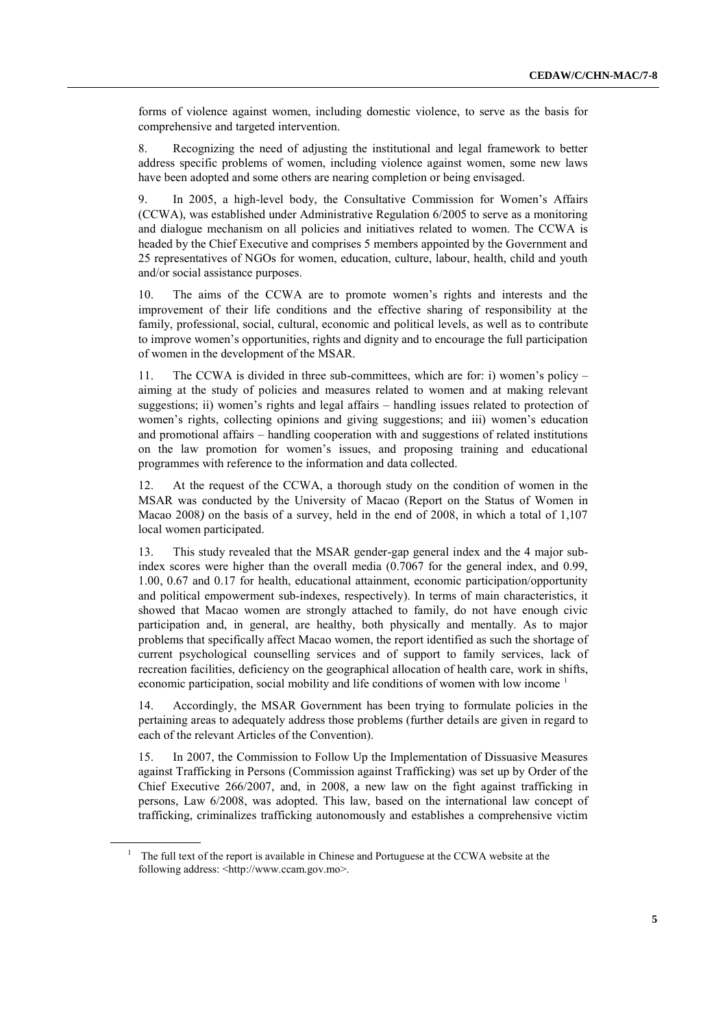forms of violence against women, including domestic violence, to serve as the basis for comprehensive and targeted intervention.

8. Recognizing the need of adjusting the institutional and legal framework to better address specific problems of women, including violence against women, some new laws have been adopted and some others are nearing completion or being envisaged.

9. In 2005, a high-level body, the Consultative Commission for Women's Affairs (CCWA), was established under Administrative Regulation 6/2005 to serve as a monitoring and dialogue mechanism on all policies and initiatives related to women. The CCWA is headed by the Chief Executive and comprises 5 members appointed by the Government and 25 representatives of NGOs for women, education, culture, labour, health, child and youth and/or social assistance purposes.

10. The aims of the CCWA are to promote women's rights and interests and the improvement of their life conditions and the effective sharing of responsibility at the family, professional, social, cultural, economic and political levels, as well as to contribute to improve women's opportunities, rights and dignity and to encourage the full participation of women in the development of the MSAR.

11. The CCWA is divided in three sub-committees, which are for: i) women's policy – aiming at the study of policies and measures related to women and at making relevant suggestions; ii) women's rights and legal affairs – handling issues related to protection of women's rights, collecting opinions and giving suggestions; and iii) women's education and promotional affairs – handling cooperation with and suggestions of related institutions on the law promotion for women's issues, and proposing training and educational programmes with reference to the information and data collected.

12. At the request of the CCWA, a thorough study on the condition of women in the MSAR was conducted by the University of Macao (Report on the Status of Women in Macao 2008*)* on the basis of a survey, held in the end of 2008, in which a total of 1,107 local women participated.

13. This study revealed that the MSAR gender-gap general index and the 4 major sub-index scores were higher than the overall media (0.7067 for the general index, and 0.99, 1.00, 0.67 and 0.17 for health, educational attainment, economic participation/opportunity and political empowerment sub-indexes, respectively). In terms of main characteristics, it showed that Macao women are strongly attached to family, do not have enough civic participation and, in general, are healthy, both physically and mentally. As to major problems that specifically affect Macao women, the report identified as such the shortage of current psychological counselling services and of support to family services, lack of recreation facilities, deficiency on the geographical allocation of health care, work in shifts, economic participation, social mobility and life conditions of women with low income [1]

14. Accordingly, the MSAR Government has been trying to formulate policies in the pertaining areas to adequately address those problems (further details are given in regard to each of the relevant Articles of the Convention).

15. In 2007, the Commission to Follow Up the Implementation of Dissuasive Measures against Trafficking in Persons (Commission against Trafficking) was set up by Order of the Chief Executive 266/2007, and, in 2008, a new law on the fight against trafficking in persons, Law 6/2008, was adopted. This law, based on the international law concept of trafficking, criminalizes trafficking autonomously and establishes a comprehensive victim

---

[1] The full text of the report is available in Chinese and Portuguese at the CCWA website at the following address: <http://www.ccam.gov.mo>.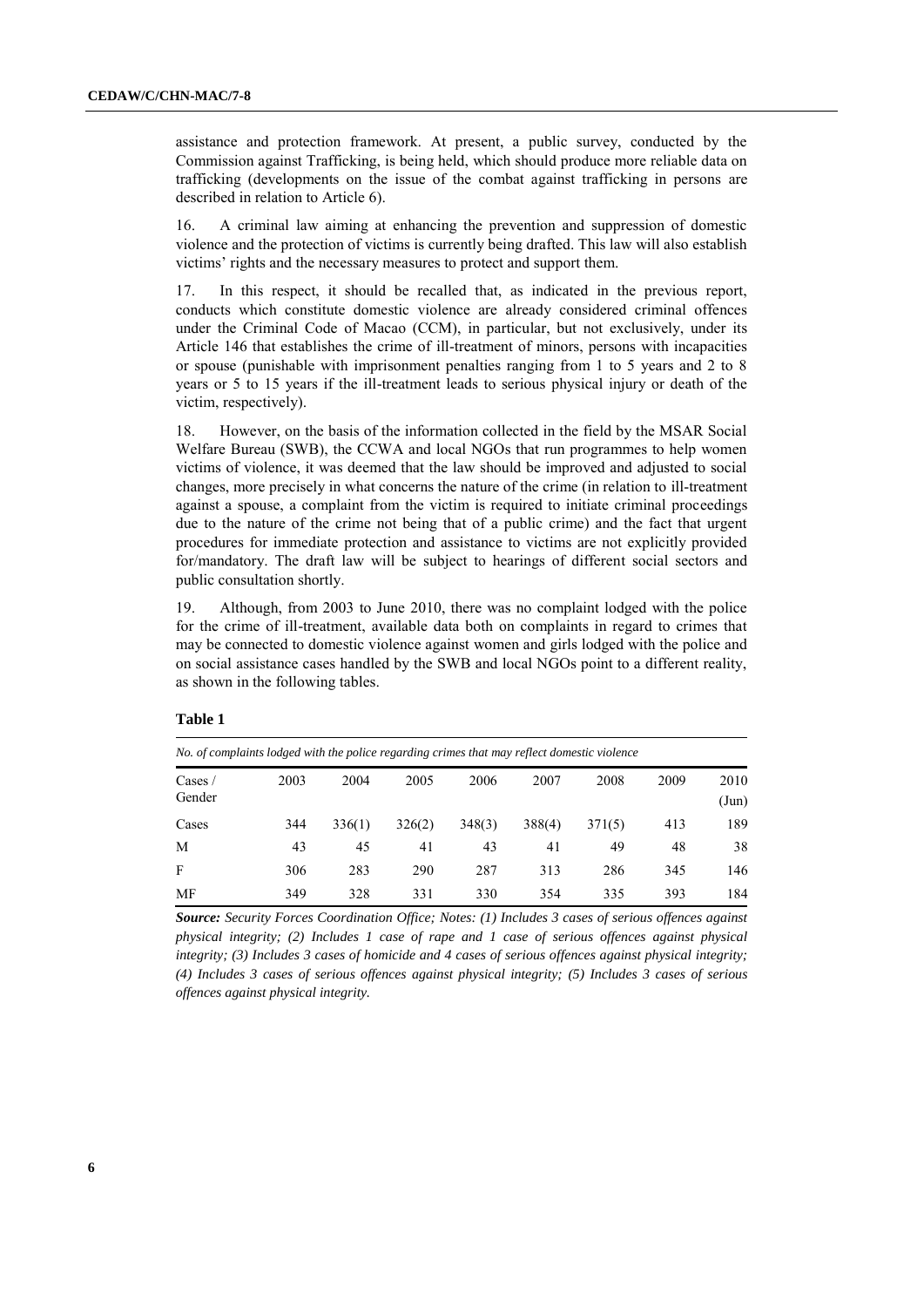assistance and protection framework. At present, a public survey, conducted by the Commission against Trafficking, is being held, which should produce more reliable data on trafficking (developments on the issue of the combat against trafficking in persons are described in relation to Article 6).

16. A criminal law aiming at enhancing the prevention and suppression of domestic violence and the protection of victims is currently being drafted. This law will also establish victims' rights and the necessary measures to protect and support them.

17. In this respect, it should be recalled that, as indicated in the previous report, conducts which constitute domestic violence are already considered criminal offences under the Criminal Code of Macao (CCM), in particular, but not exclusively, under its Article 146 that establishes the crime of ill-treatment of minors, persons with incapacities or spouse (punishable with imprisonment penalties ranging from 1 to 5 years and 2 to 8 years or 5 to 15 years if the ill-treatment leads to serious physical injury or death of the victim, respectively).

18. However, on the basis of the information collected in the field by the MSAR Social Welfare Bureau (SWB), the CCWA and local NGOs that run programmes to help women victims of violence, it was deemed that the law should be improved and adjusted to social changes, more precisely in what concerns the nature of the crime (in relation to ill-treatment against a spouse, a complaint from the victim is required to initiate criminal proceedings due to the nature of the crime not being that of a public crime) and the fact that urgent procedures for immediate protection and assistance to victims are not explicitly provided for/mandatory. The draft law will be subject to hearings of different social sectors and public consultation shortly.

19. Although, from 2003 to June 2010, there was no complaint lodged with the police for the crime of ill-treatment, available data both on complaints in regard to crimes that may be connected to domestic violence against women and girls lodged with the police and on social assistance cases handled by the SWB and local NGOs point to a different reality, as shown in the following tables.

**Table 1**

*No. of complaints lodged with the police regarding crimes that may reflect domestic violence*

| Cases / Gender | 2003 | 2004 | 2005 | 2006 | 2007 | 2008 | 2009 | 2010 (Jun) |
|---|---|---|---|---|---|---|---|---|
| Cases | 344 | 336(1) | 326(2) | 348(3) | 388(4) | 371(5) | 413 | 189 |
| M | 43 | 45 | 41 | 43 | 41 | 49 | 48 | 38 |
| F | 306 | 283 | 290 | 287 | 313 | 286 | 345 | 146 |
| MF | 349 | 328 | 331 | 330 | 354 | 335 | 393 | 184 |

***Source:*** *Security Forces Coordination Office; Notes: (1) Includes 3 cases of serious offences against physical integrity; (2) Includes 1 case of rape and 1 case of serious offences against physical integrity; (3) Includes 3 cases of homicide and 4 cases of serious offences against physical integrity; (4) Includes 3 cases of serious offences against physical integrity; (5) Includes 3 cases of serious offences against physical integrity.*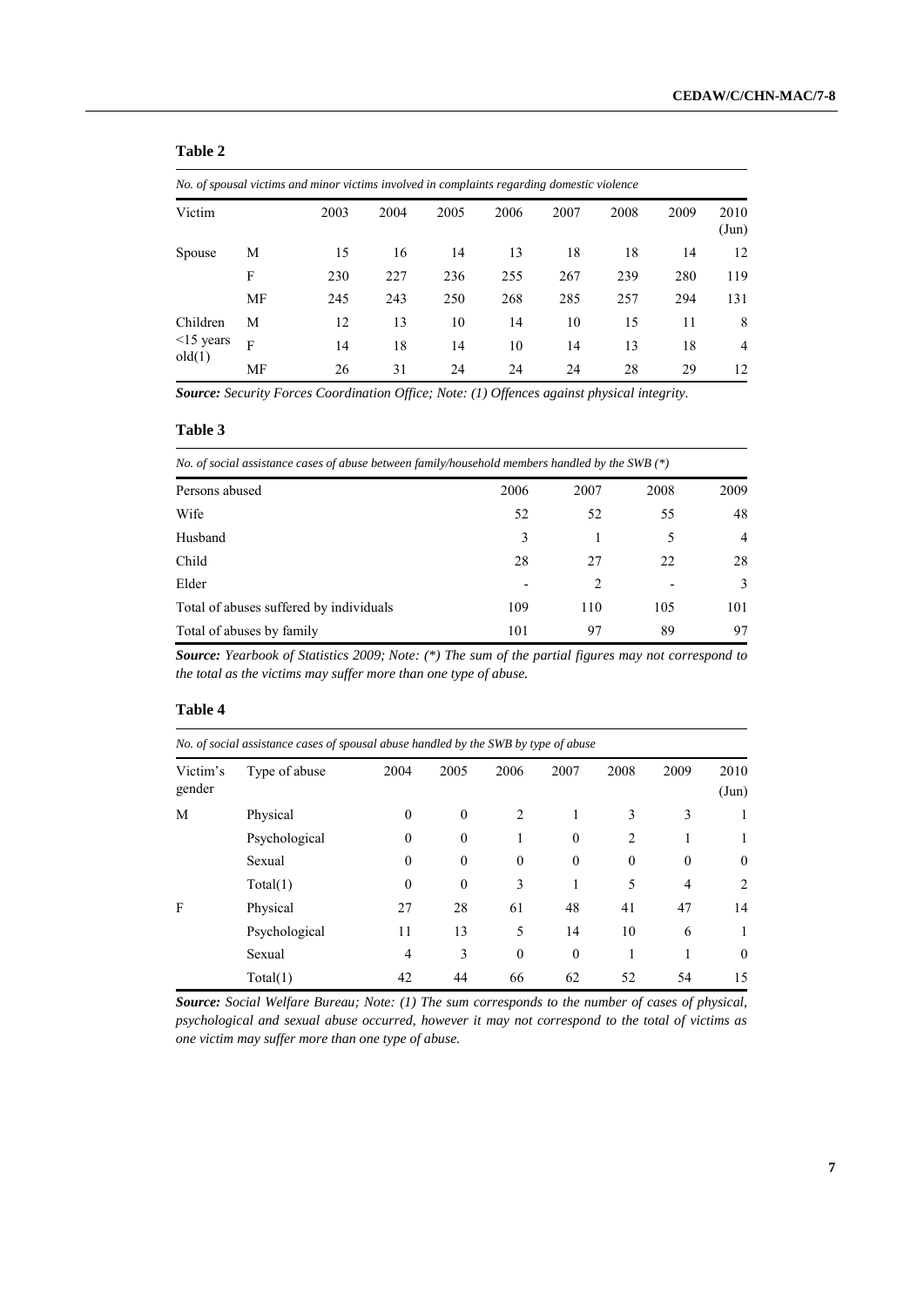**Table 2**

| *No. of spousal victims and minor victims involved in complaints regarding domestic violence* | | | | | | | | | |
|---|---|---|---|---|---|---|---|---|---|
| Victim | | 2003 | 2004 | 2005 | 2006 | 2007 | 2008 | 2009 | 2010 (Jun) |
| Spouse | M | 15 | 16 | 14 | 13 | 18 | 18 | 14 | 12 |
| | F | 230 | 227 | 236 | 255 | 267 | 239 | 280 | 119 |
| | MF | 245 | 243 | 250 | 268 | 285 | 257 | 294 | 131 |
| Children <15 years old(1) | M | 12 | 13 | 10 | 14 | 10 | 15 | 11 | 8 |
| | F | 14 | 18 | 14 | 10 | 14 | 13 | 18 | 4 |
| | MF | 26 | 31 | 24 | 24 | 24 | 28 | 29 | 12 |

***Source:*** *Security Forces Coordination Office; Note: (1) Offences against physical integrity.*

**Table 3**

| *No. of social assistance cases of abuse between family/household members handled by the SWB (*)* | | | | |
|---|---|---|---|---|
| Persons abused | 2006 | 2007 | 2008 | 2009 |
| Wife | 52 | 52 | 55 | 48 |
| Husband | 3 | 1 | 5 | 4 |
| Child | 28 | 27 | 22 | 28 |
| Elder | - | 2 | - | 3 |
| Total of abuses suffered by individuals | 109 | 110 | 105 | 101 |
| Total of abuses by family | 101 | 97 | 89 | 97 |

***Source:*** *Yearbook of Statistics 2009; Note: (*) The sum of the partial figures may not correspond to the total as the victims may suffer more than one type of abuse.*

**Table 4**

| *No. of social assistance cases of spousal abuse handled by the SWB by type of abuse* | | | | | | | | |
|---|---|---|---|---|---|---|---|---|
| Victim's gender | Type of abuse | 2004 | 2005 | 2006 | 2007 | 2008 | 2009 | 2010 (Jun) |
| M | Physical | 0 | 0 | 2 | 1 | 3 | 3 | 1 |
| | Psychological | 0 | 0 | 1 | 0 | 2 | 1 | 1 |
| | Sexual | 0 | 0 | 0 | 0 | 0 | 0 | 0 |
| | Total(1) | 0 | 0 | 3 | 1 | 5 | 4 | 2 |
| F | Physical | 27 | 28 | 61 | 48 | 41 | 47 | 14 |
| | Psychological | 11 | 13 | 5 | 14 | 10 | 6 | 1 |
| | Sexual | 4 | 3 | 0 | 0 | 1 | 1 | 0 |
| | Total(1) | 42 | 44 | 66 | 62 | 52 | 54 | 15 |

***Source:*** *Social Welfare Bureau; Note: (1) The sum corresponds to the number of cases of physical, psychological and sexual abuse occurred, however it may not correspond to the total of victims as one victim may suffer more than one type of abuse.*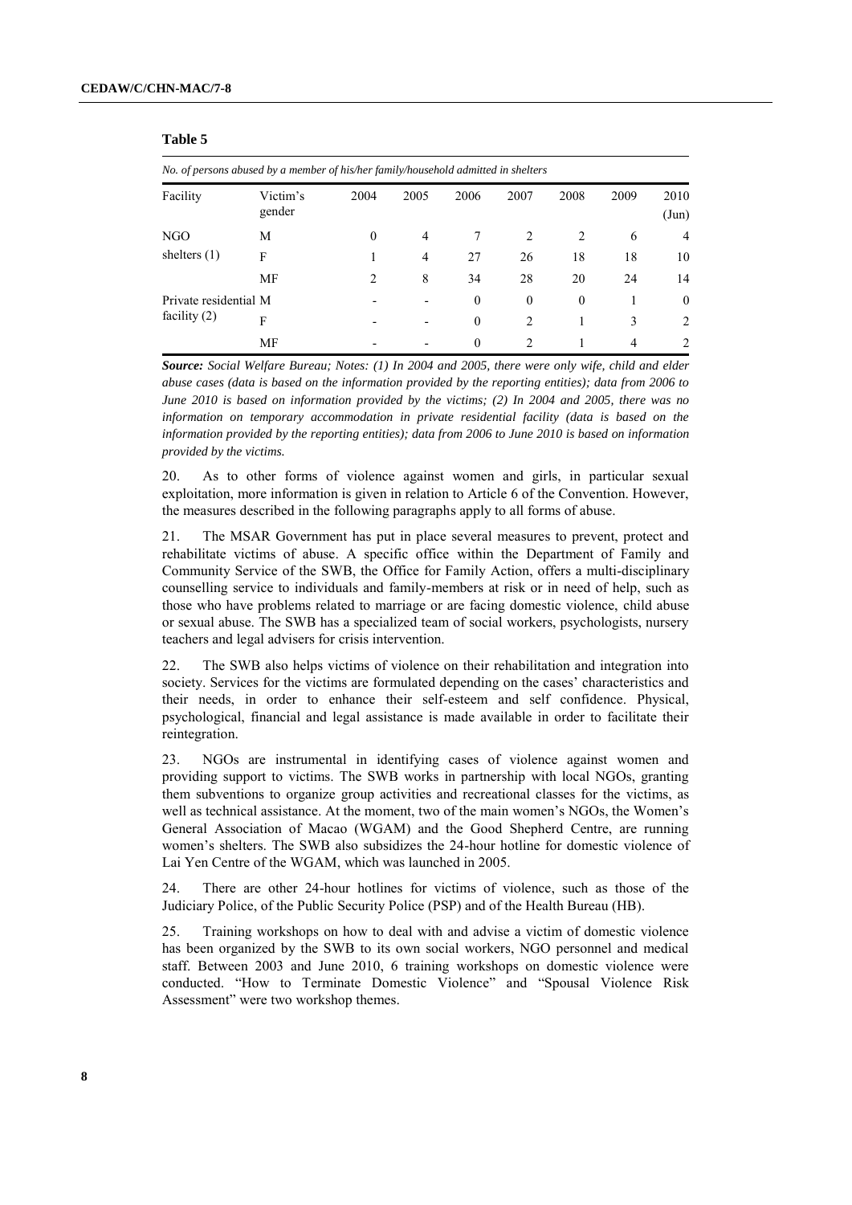**Table 5**

*No. of persons abused by a member of his/her family/household admitted in shelters*

| Facility | Victim's gender | 2004 | 2005 | 2006 | 2007 | 2008 | 2009 | 2010 (Jun) |
|---|---|---|---|---|---|---|---|---|
| NGO shelters (1) | M | 0 | 4 | 7 | 2 | 2 | 6 | 4 |
| | F | 1 | 4 | 27 | 26 | 18 | 18 | 10 |
| | MF | 2 | 8 | 34 | 28 | 20 | 24 | 14 |
| Private residential facility (2) | M | - | - | 0 | 0 | 0 | 1 | 0 |
| | F | - | - | 0 | 2 | 1 | 3 | 2 |
| | MF | - | - | 0 | 2 | 1 | 4 | 2 |

***Source:*** *Social Welfare Bureau; Notes: (1) In 2004 and 2005, there were only wife, child and elder abuse cases (data is based on the information provided by the reporting entities); data from 2006 to June 2010 is based on information provided by the victims; (2) In 2004 and 2005, there was no information on temporary accommodation in private residential facility (data is based on the information provided by the reporting entities); data from 2006 to June 2010 is based on information provided by the victims.*

20. As to other forms of violence against women and girls, in particular sexual exploitation, more information is given in relation to Article 6 of the Convention. However, the measures described in the following paragraphs apply to all forms of abuse.

21. The MSAR Government has put in place several measures to prevent, protect and rehabilitate victims of abuse. A specific office within the Department of Family and Community Service of the SWB, the Office for Family Action, offers a multi-disciplinary counselling service to individuals and family-members at risk or in need of help, such as those who have problems related to marriage or are facing domestic violence, child abuse or sexual abuse. The SWB has a specialized team of social workers, psychologists, nursery teachers and legal advisers for crisis intervention.

22. The SWB also helps victims of violence on their rehabilitation and integration into society. Services for the victims are formulated depending on the cases' characteristics and their needs, in order to enhance their self-esteem and self confidence. Physical, psychological, financial and legal assistance is made available in order to facilitate their reintegration.

23. NGOs are instrumental in identifying cases of violence against women and providing support to victims. The SWB works in partnership with local NGOs, granting them subventions to organize group activities and recreational classes for the victims, as well as technical assistance. At the moment, two of the main women's NGOs, the Women's General Association of Macao (WGAM) and the Good Shepherd Centre, are running women's shelters. The SWB also subsidizes the 24-hour hotline for domestic violence of Lai Yen Centre of the WGAM, which was launched in 2005.

24. There are other 24-hour hotlines for victims of violence, such as those of the Judiciary Police, of the Public Security Police (PSP) and of the Health Bureau (HB).

25. Training workshops on how to deal with and advise a victim of domestic violence has been organized by the SWB to its own social workers, NGO personnel and medical staff. Between 2003 and June 2010, 6 training workshops on domestic violence were conducted. "How to Terminate Domestic Violence" and "Spousal Violence Risk Assessment" were two workshop themes.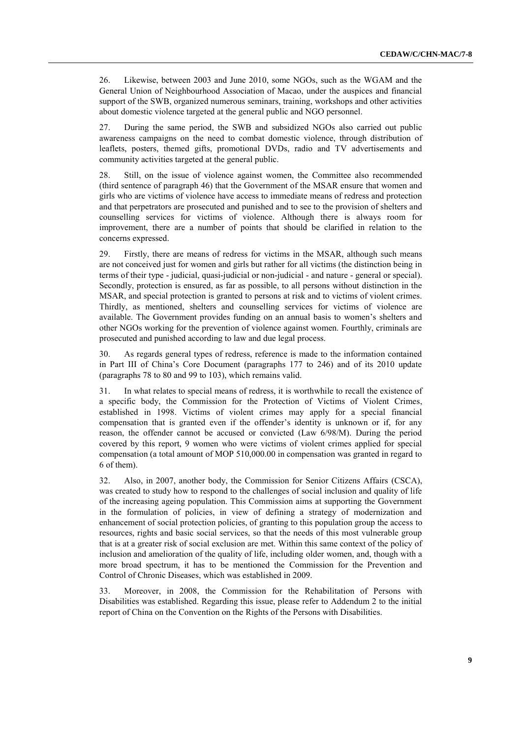26. Likewise, between 2003 and June 2010, some NGOs, such as the WGAM and the General Union of Neighbourhood Association of Macao, under the auspices and financial support of the SWB, organized numerous seminars, training, workshops and other activities about domestic violence targeted at the general public and NGO personnel.

27. During the same period, the SWB and subsidized NGOs also carried out public awareness campaigns on the need to combat domestic violence, through distribution of leaflets, posters, themed gifts, promotional DVDs, radio and TV advertisements and community activities targeted at the general public.

28. Still, on the issue of violence against women, the Committee also recommended (third sentence of paragraph 46) that the Government of the MSAR ensure that women and girls who are victims of violence have access to immediate means of redress and protection and that perpetrators are prosecuted and punished and to see to the provision of shelters and counselling services for victims of violence. Although there is always room for improvement, there are a number of points that should be clarified in relation to the concerns expressed.

29. Firstly, there are means of redress for victims in the MSAR, although such means are not conceived just for women and girls but rather for all victims (the distinction being in terms of their type - judicial, quasi-judicial or non-judicial - and nature - general or special). Secondly, protection is ensured, as far as possible, to all persons without distinction in the MSAR, and special protection is granted to persons at risk and to victims of violent crimes. Thirdly, as mentioned, shelters and counselling services for victims of violence are available. The Government provides funding on an annual basis to women's shelters and other NGOs working for the prevention of violence against women. Fourthly, criminals are prosecuted and punished according to law and due legal process.

30. As regards general types of redress, reference is made to the information contained in Part III of China's Core Document (paragraphs 177 to 246) and of its 2010 update (paragraphs 78 to 80 and 99 to 103), which remains valid.

31. In what relates to special means of redress, it is worthwhile to recall the existence of a specific body, the Commission for the Protection of Victims of Violent Crimes, established in 1998. Victims of violent crimes may apply for a special financial compensation that is granted even if the offender's identity is unknown or if, for any reason, the offender cannot be accused or convicted (Law 6/98/M). During the period covered by this report, 9 women who were victims of violent crimes applied for special compensation (a total amount of MOP 510,000.00 in compensation was granted in regard to 6 of them).

32. Also, in 2007, another body, the Commission for Senior Citizens Affairs (CSCA), was created to study how to respond to the challenges of social inclusion and quality of life of the increasing ageing population. This Commission aims at supporting the Government in the formulation of policies, in view of defining a strategy of modernization and enhancement of social protection policies, of granting to this population group the access to resources, rights and basic social services, so that the needs of this most vulnerable group that is at a greater risk of social exclusion are met. Within this same context of the policy of inclusion and amelioration of the quality of life, including older women, and, though with a more broad spectrum, it has to be mentioned the Commission for the Prevention and Control of Chronic Diseases, which was established in 2009.

33. Moreover, in 2008, the Commission for the Rehabilitation of Persons with Disabilities was established. Regarding this issue, please refer to Addendum 2 to the initial report of China on the Convention on the Rights of the Persons with Disabilities.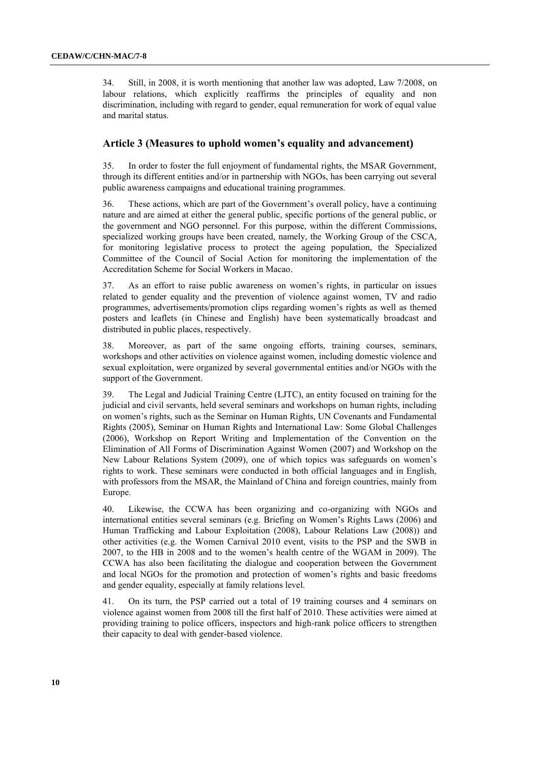34. Still, in 2008, it is worth mentioning that another law was adopted, Law 7/2008, on labour relations, which explicitly reaffirms the principles of equality and non discrimination, including with regard to gender, equal remuneration for work of equal value and marital status.

## Article 3 (Measures to uphold women's equality and advancement)

35. In order to foster the full enjoyment of fundamental rights, the MSAR Government, through its different entities and/or in partnership with NGOs, has been carrying out several public awareness campaigns and educational training programmes.

36. These actions, which are part of the Government's overall policy, have a continuing nature and are aimed at either the general public, specific portions of the general public, or the government and NGO personnel. For this purpose, within the different Commissions, specialized working groups have been created, namely, the Working Group of the CSCA, for monitoring legislative process to protect the ageing population, the Specialized Committee of the Council of Social Action for monitoring the implementation of the Accreditation Scheme for Social Workers in Macao.

37. As an effort to raise public awareness on women's rights, in particular on issues related to gender equality and the prevention of violence against women, TV and radio programmes, advertisements/promotion clips regarding women's rights as well as themed posters and leaflets (in Chinese and English) have been systematically broadcast and distributed in public places, respectively.

38. Moreover, as part of the same ongoing efforts, training courses, seminars, workshops and other activities on violence against women, including domestic violence and sexual exploitation, were organized by several governmental entities and/or NGOs with the support of the Government.

39. The Legal and Judicial Training Centre (LJTC), an entity focused on training for the judicial and civil servants, held several seminars and workshops on human rights, including on women's rights, such as the Seminar on Human Rights, UN Covenants and Fundamental Rights (2005), Seminar on Human Rights and International Law: Some Global Challenges (2006), Workshop on Report Writing and Implementation of the Convention on the Elimination of All Forms of Discrimination Against Women (2007) and Workshop on the New Labour Relations System (2009), one of which topics was safeguards on women's rights to work. These seminars were conducted in both official languages and in English, with professors from the MSAR, the Mainland of China and foreign countries, mainly from Europe.

40. Likewise, the CCWA has been organizing and co-organizing with NGOs and international entities several seminars (e.g. Briefing on Women's Rights Laws (2006) and Human Trafficking and Labour Exploitation (2008), Labour Relations Law (2008)) and other activities (e.g. the Women Carnival 2010 event, visits to the PSP and the SWB in 2007, to the HB in 2008 and to the women's health centre of the WGAM in 2009). The CCWA has also been facilitating the dialogue and cooperation between the Government and local NGOs for the promotion and protection of women's rights and basic freedoms and gender equality, especially at family relations level.

41. On its turn, the PSP carried out a total of 19 training courses and 4 seminars on violence against women from 2008 till the first half of 2010. These activities were aimed at providing training to police officers, inspectors and high-rank police officers to strengthen their capacity to deal with gender-based violence.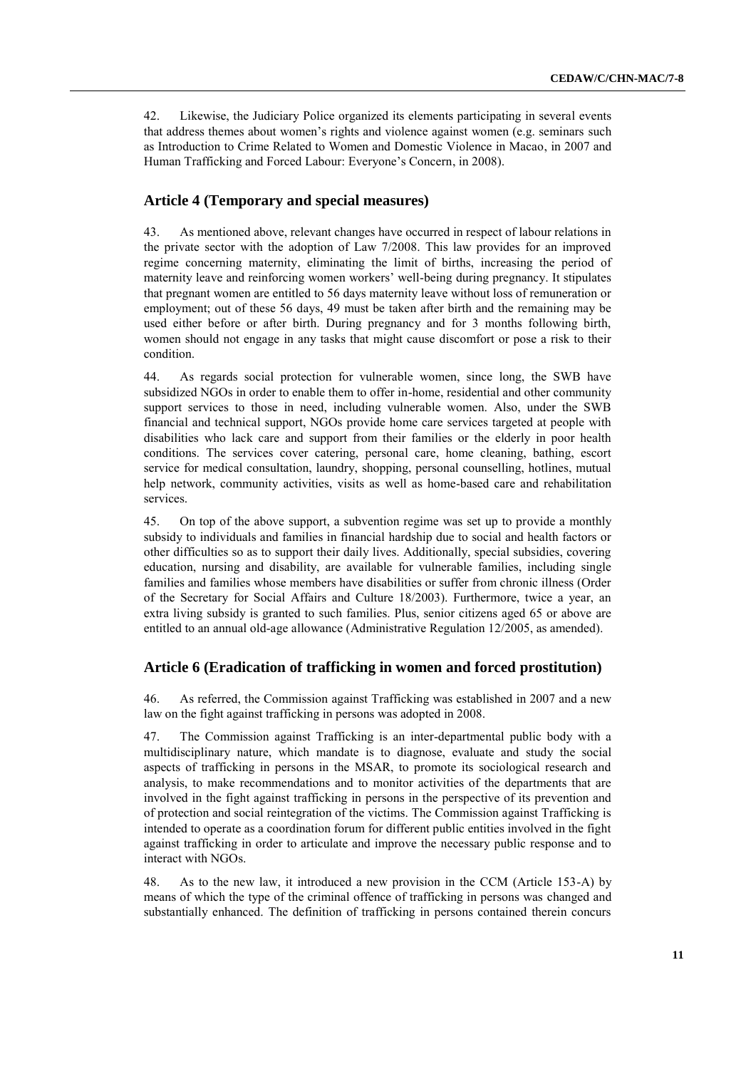42. Likewise, the Judiciary Police organized its elements participating in several events that address themes about women's rights and violence against women (e.g. seminars such as Introduction to Crime Related to Women and Domestic Violence in Macao, in 2007 and Human Trafficking and Forced Labour: Everyone's Concern, in 2008).

## Article 4 (Temporary and special measures)

43. As mentioned above, relevant changes have occurred in respect of labour relations in the private sector with the adoption of Law 7/2008. This law provides for an improved regime concerning maternity, eliminating the limit of births, increasing the period of maternity leave and reinforcing women workers' well-being during pregnancy. It stipulates that pregnant women are entitled to 56 days maternity leave without loss of remuneration or employment; out of these 56 days, 49 must be taken after birth and the remaining may be used either before or after birth. During pregnancy and for 3 months following birth, women should not engage in any tasks that might cause discomfort or pose a risk to their condition.

44. As regards social protection for vulnerable women, since long, the SWB have subsidized NGOs in order to enable them to offer in-home, residential and other community support services to those in need, including vulnerable women. Also, under the SWB financial and technical support, NGOs provide home care services targeted at people with disabilities who lack care and support from their families or the elderly in poor health conditions. The services cover catering, personal care, home cleaning, bathing, escort service for medical consultation, laundry, shopping, personal counselling, hotlines, mutual help network, community activities, visits as well as home-based care and rehabilitation services.

45. On top of the above support, a subvention regime was set up to provide a monthly subsidy to individuals and families in financial hardship due to social and health factors or other difficulties so as to support their daily lives. Additionally, special subsidies, covering education, nursing and disability, are available for vulnerable families, including single families and families whose members have disabilities or suffer from chronic illness (Order of the Secretary for Social Affairs and Culture 18/2003). Furthermore, twice a year, an extra living subsidy is granted to such families. Plus, senior citizens aged 65 or above are entitled to an annual old-age allowance (Administrative Regulation 12/2005, as amended).

## Article 6 (Eradication of trafficking in women and forced prostitution)

46. As referred, the Commission against Trafficking was established in 2007 and a new law on the fight against trafficking in persons was adopted in 2008.

47. The Commission against Trafficking is an inter-departmental public body with a multidisciplinary nature, which mandate is to diagnose, evaluate and study the social aspects of trafficking in persons in the MSAR, to promote its sociological research and analysis, to make recommendations and to monitor activities of the departments that are involved in the fight against trafficking in persons in the perspective of its prevention and of protection and social reintegration of the victims. The Commission against Trafficking is intended to operate as a coordination forum for different public entities involved in the fight against trafficking in order to articulate and improve the necessary public response and to interact with NGOs.

48. As to the new law, it introduced a new provision in the CCM (Article 153-A) by means of which the type of the criminal offence of trafficking in persons was changed and substantially enhanced. The definition of trafficking in persons contained therein concurs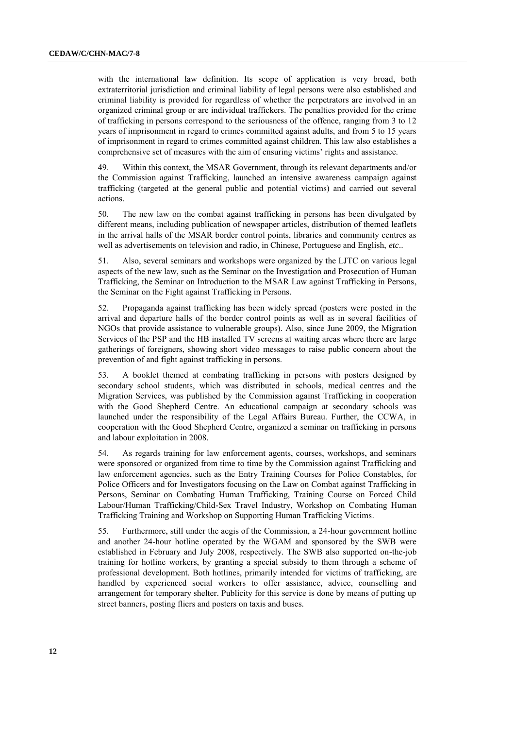with the international law definition. Its scope of application is very broad, both extraterritorial jurisdiction and criminal liability of legal persons were also established and criminal liability is provided for regardless of whether the perpetrators are involved in an organized criminal group or are individual traffickers. The penalties provided for the crime of trafficking in persons correspond to the seriousness of the offence, ranging from 3 to 12 years of imprisonment in regard to crimes committed against adults, and from 5 to 15 years of imprisonment in regard to crimes committed against children. This law also establishes a comprehensive set of measures with the aim of ensuring victims' rights and assistance.

49. Within this context, the MSAR Government, through its relevant departments and/or the Commission against Trafficking, launched an intensive awareness campaign against trafficking (targeted at the general public and potential victims) and carried out several actions.

50. The new law on the combat against trafficking in persons has been divulgated by different means, including publication of newspaper articles, distribution of themed leaflets in the arrival halls of the MSAR border control points, libraries and community centres as well as advertisements on television and radio, in Chinese, Portuguese and English, *etc*..

51. Also, several seminars and workshops were organized by the LJTC on various legal aspects of the new law, such as the Seminar on the Investigation and Prosecution of Human Trafficking, the Seminar on Introduction to the MSAR Law against Trafficking in Persons, the Seminar on the Fight against Trafficking in Persons.

52. Propaganda against trafficking has been widely spread (posters were posted in the arrival and departure halls of the border control points as well as in several facilities of NGOs that provide assistance to vulnerable groups). Also, since June 2009, the Migration Services of the PSP and the HB installed TV screens at waiting areas where there are large gatherings of foreigners, showing short video messages to raise public concern about the prevention of and fight against trafficking in persons.

53. A booklet themed at combating trafficking in persons with posters designed by secondary school students, which was distributed in schools, medical centres and the Migration Services, was published by the Commission against Trafficking in cooperation with the Good Shepherd Centre. An educational campaign at secondary schools was launched under the responsibility of the Legal Affairs Bureau. Further, the CCWA, in cooperation with the Good Shepherd Centre, organized a seminar on trafficking in persons and labour exploitation in 2008.

54. As regards training for law enforcement agents, courses, workshops, and seminars were sponsored or organized from time to time by the Commission against Trafficking and law enforcement agencies, such as the Entry Training Courses for Police Constables, for Police Officers and for Investigators focusing on the Law on Combat against Trafficking in Persons, Seminar on Combating Human Trafficking, Training Course on Forced Child Labour/Human Trafficking/Child-Sex Travel Industry, Workshop on Combating Human Trafficking Training and Workshop on Supporting Human Trafficking Victims.

55. Furthermore, still under the aegis of the Commission, a 24-hour government hotline and another 24-hour hotline operated by the WGAM and sponsored by the SWB were established in February and July 2008, respectively. The SWB also supported on-the-job training for hotline workers, by granting a special subsidy to them through a scheme of professional development. Both hotlines, primarily intended for victims of trafficking, are handled by experienced social workers to offer assistance, advice, counselling and arrangement for temporary shelter. Publicity for this service is done by means of putting up street banners, posting fliers and posters on taxis and buses.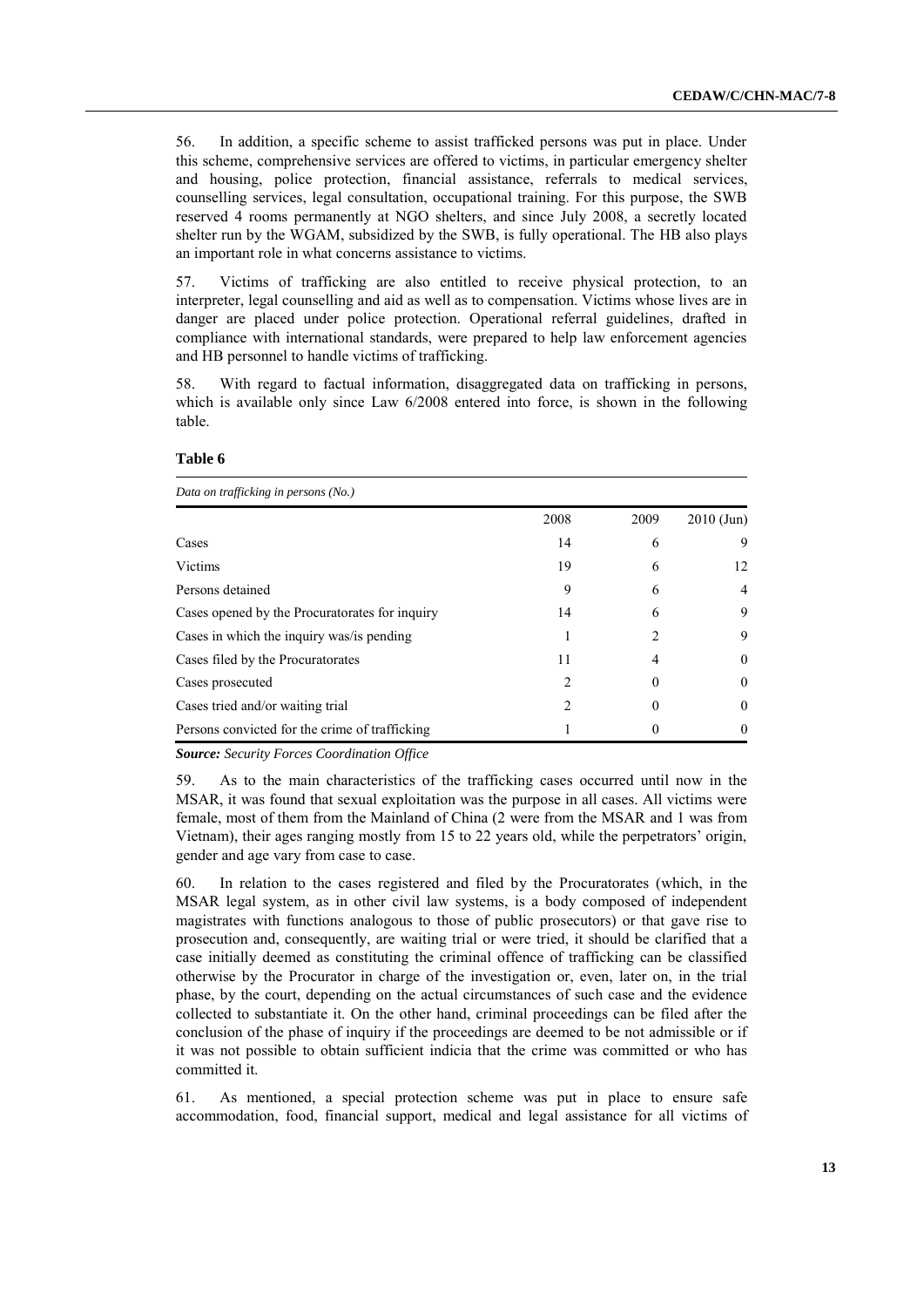56. In addition, a specific scheme to assist trafficked persons was put in place. Under this scheme, comprehensive services are offered to victims, in particular emergency shelter and housing, police protection, financial assistance, referrals to medical services, counselling services, legal consultation, occupational training. For this purpose, the SWB reserved 4 rooms permanently at NGO shelters, and since July 2008, a secretly located shelter run by the WGAM, subsidized by the SWB, is fully operational. The HB also plays an important role in what concerns assistance to victims.

57. Victims of trafficking are also entitled to receive physical protection, to an interpreter, legal counselling and aid as well as to compensation. Victims whose lives are in danger are placed under police protection. Operational referral guidelines, drafted in compliance with international standards, were prepared to help law enforcement agencies and HB personnel to handle victims of trafficking.

58. With regard to factual information, disaggregated data on trafficking in persons, which is available only since Law 6/2008 entered into force, is shown in the following table.

**Table 6**

*Data on trafficking in persons (No.)*

| | 2008 | 2009 | 2010 (Jun) |
|---|---|---|---|
| Cases | 14 | 6 | 9 |
| Victims | 19 | 6 | 12 |
| Persons detained | 9 | 6 | 4 |
| Cases opened by the Procuratorates for inquiry | 14 | 6 | 9 |
| Cases in which the inquiry was/is pending | 1 | 2 | 9 |
| Cases filed by the Procuratorates | 11 | 4 | 0 |
| Cases prosecuted | 2 | 0 | 0 |
| Cases tried and/or waiting trial | 2 | 0 | 0 |
| Persons convicted for the crime of trafficking | 1 | 0 | 0 |

***Source:*** *Security Forces Coordination Office*

59. As to the main characteristics of the trafficking cases occurred until now in the MSAR, it was found that sexual exploitation was the purpose in all cases. All victims were female, most of them from the Mainland of China (2 were from the MSAR and 1 was from Vietnam), their ages ranging mostly from 15 to 22 years old, while the perpetrators' origin, gender and age vary from case to case.

60. In relation to the cases registered and filed by the Procuratorates (which, in the MSAR legal system, as in other civil law systems, is a body composed of independent magistrates with functions analogous to those of public prosecutors) or that gave rise to prosecution and, consequently, are waiting trial or were tried, it should be clarified that a case initially deemed as constituting the criminal offence of trafficking can be classified otherwise by the Procurator in charge of the investigation or, even, later on, in the trial phase, by the court, depending on the actual circumstances of such case and the evidence collected to substantiate it. On the other hand, criminal proceedings can be filed after the conclusion of the phase of inquiry if the proceedings are deemed to be not admissible or if it was not possible to obtain sufficient indicia that the crime was committed or who has committed it.

61. As mentioned, a special protection scheme was put in place to ensure safe accommodation, food, financial support, medical and legal assistance for all victims of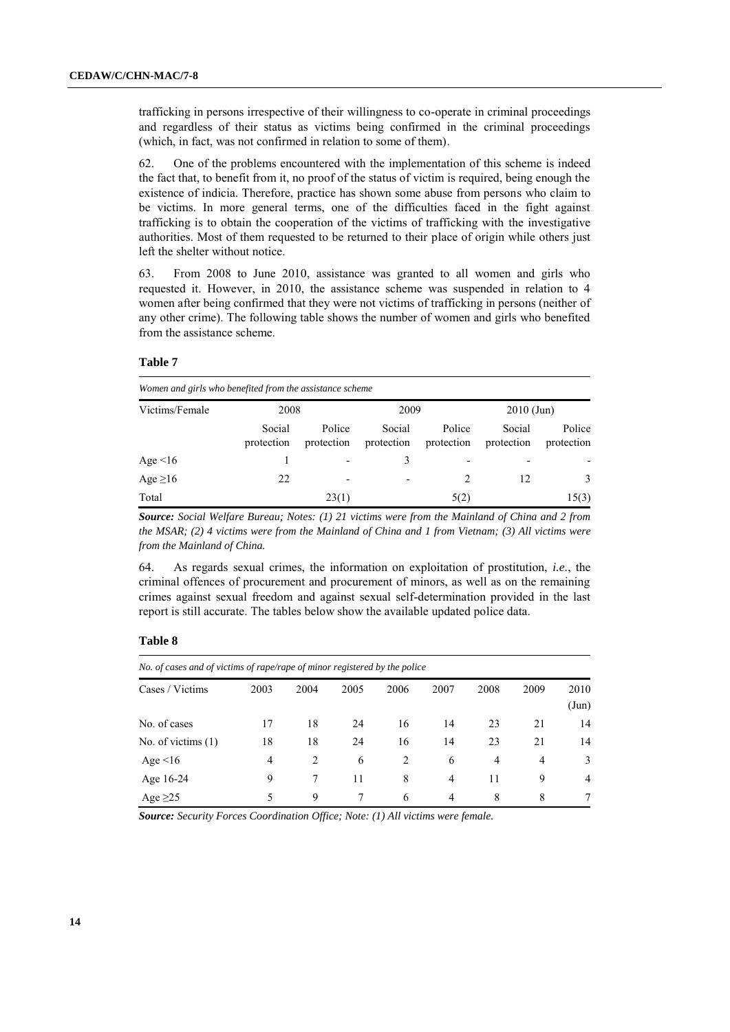trafficking in persons irrespective of their willingness to co-operate in criminal proceedings and regardless of their status as victims being confirmed in the criminal proceedings (which, in fact, was not confirmed in relation to some of them).

62. One of the problems encountered with the implementation of this scheme is indeed the fact that, to benefit from it, no proof of the status of victim is required, being enough the existence of indicia. Therefore, practice has shown some abuse from persons who claim to be victims. In more general terms, one of the difficulties faced in the fight against trafficking is to obtain the cooperation of the victims of trafficking with the investigative authorities. Most of them requested to be returned to their place of origin while others just left the shelter without notice.

63. From 2008 to June 2010, assistance was granted to all women and girls who requested it. However, in 2010, the assistance scheme was suspended in relation to 4 women after being confirmed that they were not victims of trafficking in persons (neither of any other crime). The following table shows the number of women and girls who benefited from the assistance scheme.

**Table 7**

*Women and girls who benefited from the assistance scheme*

| Victims/Female | 2008 | | 2009 | | 2010 (Jun) | |
|---|---|---|---|---|---|---|
| | Social protection | Police protection | Social protection | Police protection | Social protection | Police protection |
| Age <16 | 1 | - | 3 | - | - | - |
| Age ≥16 | 22 | - | - | 2 | 12 | 3 |
| Total | | 23(1) | | 5(2) | | 15(3) |

***Source:*** *Social Welfare Bureau; Notes: (1) 21 victims were from the Mainland of China and 2 from the MSAR; (2) 4 victims were from the Mainland of China and 1 from Vietnam; (3) All victims were from the Mainland of China.*

64. As regards sexual crimes, the information on exploitation of prostitution, *i.e.*, the criminal offences of procurement and procurement of minors, as well as on the remaining crimes against sexual freedom and against sexual self-determination provided in the last report is still accurate. The tables below show the available updated police data.

**Table 8**

*No. of cases and of victims of rape/rape of minor registered by the police*

| Cases / Victims | 2003 | 2004 | 2005 | 2006 | 2007 | 2008 | 2009 | 2010 (Jun) |
|---|---|---|---|---|---|---|---|---|
| No. of cases | 17 | 18 | 24 | 16 | 14 | 23 | 21 | 14 |
| No. of victims (1) | 18 | 18 | 24 | 16 | 14 | 23 | 21 | 14 |
| Age <16 | 4 | 2 | 6 | 2 | 6 | 4 | 4 | 3 |
| Age 16-24 | 9 | 7 | 11 | 8 | 4 | 11 | 9 | 4 |
| Age ≥25 | 5 | 9 | 7 | 6 | 4 | 8 | 8 | 7 |

***Source:*** *Security Forces Coordination Office; Note: (1) All victims were female.*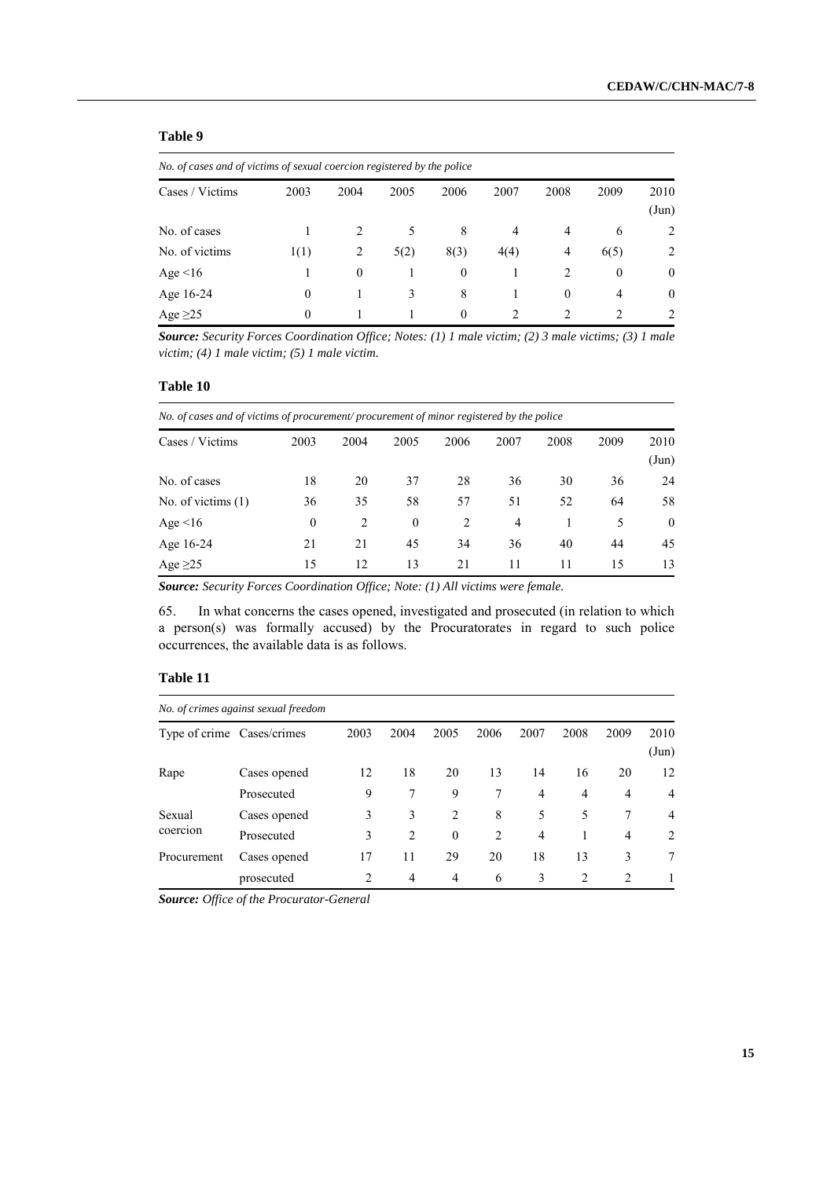**Table 9**

*No. of cases and of victims of sexual coercion registered by the police*

| Cases / Victims | 2003 | 2004 | 2005 | 2006 | 2007 | 2008 | 2009 | 2010 (Jun) |
|---|---|---|---|---|---|---|---|---|
| No. of cases | 1 | 2 | 5 | 8 | 4 | 4 | 6 | 2 |
| No. of victims | 1(1) | 2 | 5(2) | 8(3) | 4(4) | 4 | 6(5) | 2 |
| Age <16 | 1 | 0 | 1 | 0 | 1 | 2 | 0 | 0 |
| Age 16-24 | 0 | 1 | 3 | 8 | 1 | 0 | 4 | 0 |
| Age ≥25 | 0 | 1 | 1 | 0 | 2 | 2 | 2 | 2 |

***Source:*** *Security Forces Coordination Office; Notes: (1) 1 male victim; (2) 3 male victims; (3) 1 male victim; (4) 1 male victim; (5) 1 male victim.*

**Table 10**

*No. of cases and of victims of procurement/ procurement of minor registered by the police*

| Cases / Victims | 2003 | 2004 | 2005 | 2006 | 2007 | 2008 | 2009 | 2010 (Jun) |
|---|---|---|---|---|---|---|---|---|
| No. of cases | 18 | 20 | 37 | 28 | 36 | 30 | 36 | 24 |
| No. of victims (1) | 36 | 35 | 58 | 57 | 51 | 52 | 64 | 58 |
| Age <16 | 0 | 2 | 0 | 2 | 4 | 1 | 5 | 0 |
| Age 16-24 | 21 | 21 | 45 | 34 | 36 | 40 | 44 | 45 |
| Age ≥25 | 15 | 12 | 13 | 21 | 11 | 11 | 15 | 13 |

***Source:*** *Security Forces Coordination Office; Note: (1) All victims were female.*

65. In what concerns the cases opened, investigated and prosecuted (in relation to which a person(s) was formally accused) by the Procuratorates in regard to such police occurrences, the available data is as follows.

**Table 11**

*No. of crimes against sexual freedom*

| Type of crime | Cases/crimes | 2003 | 2004 | 2005 | 2006 | 2007 | 2008 | 2009 | 2010 (Jun) |
|---|---|---|---|---|---|---|---|---|---|
| Rape | Cases opened | 12 | 18 | 20 | 13 | 14 | 16 | 20 | 12 |
| | Prosecuted | 9 | 7 | 9 | 7 | 4 | 4 | 4 | 4 |
| Sexual coercion | Cases opened | 3 | 3 | 2 | 8 | 5 | 5 | 7 | 4 |
| | Prosecuted | 3 | 2 | 0 | 2 | 4 | 1 | 4 | 2 |
| Procurement | Cases opened | 17 | 11 | 29 | 20 | 18 | 13 | 3 | 7 |
| | prosecuted | 2 | 4 | 4 | 6 | 3 | 2 | 2 | 1 |

***Source:*** *Office of the Procurator-General*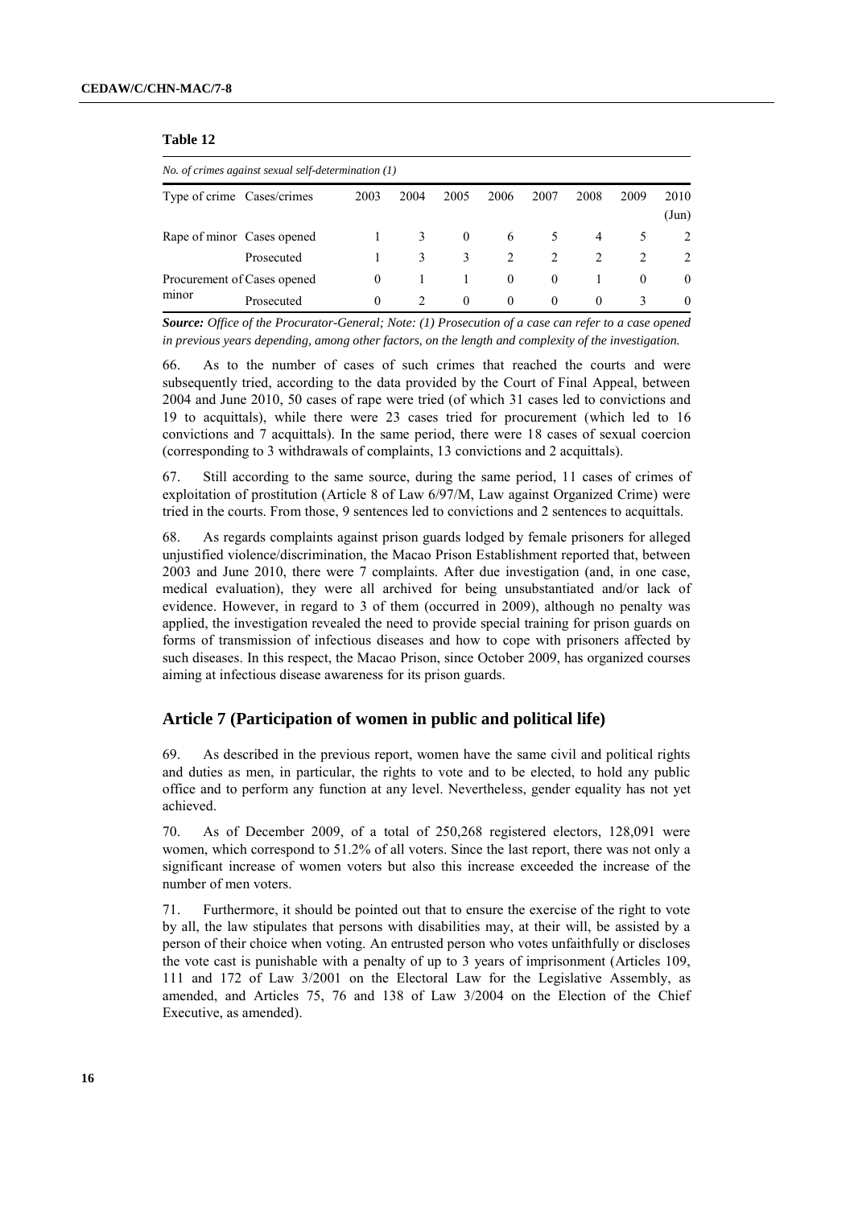**Table 12**

*No. of crimes against sexual self-determination (1)*

| Type of crime | Cases/crimes | 2003 | 2004 | 2005 | 2006 | 2007 | 2008 | 2009 | 2010 (Jun) |
|---|---|---|---|---|---|---|---|---|---|
| Rape of minor | Cases opened | 1 | 3 | 0 | 6 | 5 | 4 | 5 | 2 |
| | Prosecuted | 1 | 3 | 3 | 2 | 2 | 2 | 2 | 2 |
| Procurement of minor | Cases opened | 0 | 1 | 1 | 0 | 0 | 1 | 0 | 0 |
| | Prosecuted | 0 | 2 | 0 | 0 | 0 | 0 | 3 | 0 |

***Source:*** *Office of the Procurator-General; Note: (1) Prosecution of a case can refer to a case opened in previous years depending, among other factors, on the length and complexity of the investigation.*

66. As to the number of cases of such crimes that reached the courts and were subsequently tried, according to the data provided by the Court of Final Appeal, between 2004 and June 2010, 50 cases of rape were tried (of which 31 cases led to convictions and 19 to acquittals), while there were 23 cases tried for procurement (which led to 16 convictions and 7 acquittals). In the same period, there were 18 cases of sexual coercion (corresponding to 3 withdrawals of complaints, 13 convictions and 2 acquittals).

67. Still according to the same source, during the same period, 11 cases of crimes of exploitation of prostitution (Article 8 of Law 6/97/M, Law against Organized Crime) were tried in the courts. From those, 9 sentences led to convictions and 2 sentences to acquittals.

68. As regards complaints against prison guards lodged by female prisoners for alleged unjustified violence/discrimination, the Macao Prison Establishment reported that, between 2003 and June 2010, there were 7 complaints. After due investigation (and, in one case, medical evaluation), they were all archived for being unsubstantiated and/or lack of evidence. However, in regard to 3 of them (occurred in 2009), although no penalty was applied, the investigation revealed the need to provide special training for prison guards on forms of transmission of infectious diseases and how to cope with prisoners affected by such diseases. In this respect, the Macao Prison, since October 2009, has organized courses aiming at infectious disease awareness for its prison guards.

## Article 7 (Participation of women in public and political life)

69. As described in the previous report, women have the same civil and political rights and duties as men, in particular, the rights to vote and to be elected, to hold any public office and to perform any function at any level. Nevertheless, gender equality has not yet achieved.

70. As of December 2009, of a total of 250,268 registered electors, 128,091 were women, which correspond to 51.2% of all voters. Since the last report, there was not only a significant increase of women voters but also this increase exceeded the increase of the number of men voters.

71. Furthermore, it should be pointed out that to ensure the exercise of the right to vote by all, the law stipulates that persons with disabilities may, at their will, be assisted by a person of their choice when voting. An entrusted person who votes unfaithfully or discloses the vote cast is punishable with a penalty of up to 3 years of imprisonment (Articles 109, 111 and 172 of Law 3/2001 on the Electoral Law for the Legislative Assembly, as amended, and Articles 75, 76 and 138 of Law 3/2004 on the Election of the Chief Executive, as amended).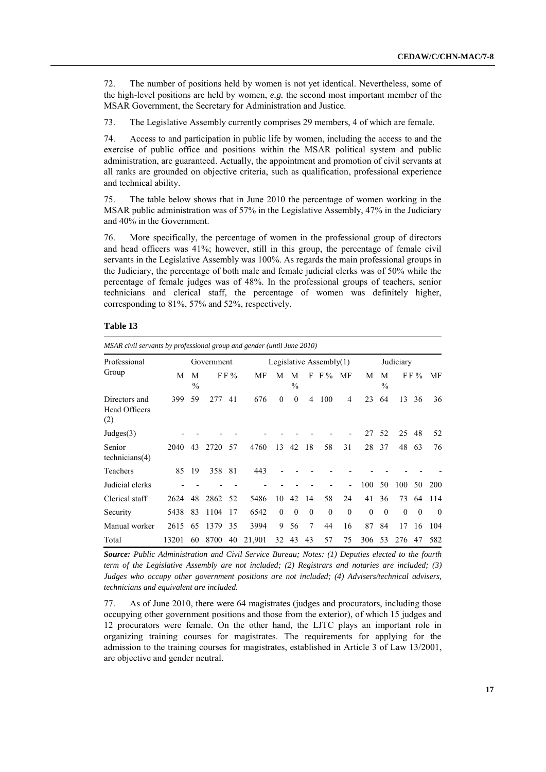72. The number of positions held by women is not yet identical. Nevertheless, some of the high-level positions are held by women, *e.g.* the second most important member of the MSAR Government, the Secretary for Administration and Justice.

73. The Legislative Assembly currently comprises 29 members, 4 of which are female.

74. Access to and participation in public life by women, including the access to and the exercise of public office and positions within the MSAR political system and public administration, are guaranteed. Actually, the appointment and promotion of civil servants at all ranks are grounded on objective criteria, such as qualification, professional experience and technical ability.

75. The table below shows that in June 2010 the percentage of women working in the MSAR public administration was of 57% in the Legislative Assembly, 47% in the Judiciary and 40% in the Government.

76. More specifically, the percentage of women in the professional group of directors and head officers was 41%; however, still in this group, the percentage of female civil servants in the Legislative Assembly was 100%. As regards the main professional groups in the Judiciary, the percentage of both male and female judicial clerks was of 50% while the percentage of female judges was of 48%. In the professional groups of teachers, senior technicians and clerical staff, the percentage of women was definitely higher, corresponding to 81%, 57% and 52%, respectively.

**Table 13**

*MSAR civil servants by professional group and gender (until June 2010)*

| Professional Group | Government | | | | | Legislative Assembly(1) | | | | | Judiciary | | | | |
|---|---|---|---|---|---|---|---|---|---|---|---|---|---|---|---|
| | M | M % | F | F % | MF | M | M % | F | F % | MF | M | M % | F | F % | MF |
| Directors and Head Officers (2) | 399 | 59 | 277 | 41 | 676 | 0 | 0 | 4 | 100 | 4 | 23 | 64 | 13 | 36 | 36 |
| Judges(3) | - | - | - | - | - | - | - | - | - | - | 27 | 52 | 25 | 48 | 52 |
| Senior technicians(4) | 2040 | 43 | 2720 | 57 | 4760 | 13 | 42 | 18 | 58 | 31 | 28 | 37 | 48 | 63 | 76 |
| Teachers | 85 | 19 | 358 | 81 | 443 | - | - | - | - | - | - | - | - | - | - |
| Judicial clerks | - | - | - | - | - | - | - | - | - | - | 100 | 50 | 100 | 50 | 200 |
| Clerical staff | 2624 | 48 | 2862 | 52 | 5486 | 10 | 42 | 14 | 58 | 24 | 41 | 36 | 73 | 64 | 114 |
| Security | 5438 | 83 | 1104 | 17 | 6542 | 0 | 0 | 0 | 0 | 0 | 0 | 0 | 0 | 0 | 0 |
| Manual worker | 2615 | 65 | 1379 | 35 | 3994 | 9 | 56 | 7 | 44 | 16 | 87 | 84 | 17 | 16 | 104 |
| Total | 13201 | 60 | 8700 | 40 | 21,901 | 32 | 43 | 43 | 57 | 75 | 306 | 53 | 276 | 47 | 582 |

***Source:*** *Public Administration and Civil Service Bureau; Notes: (1) Deputies elected to the fourth term of the Legislative Assembly are not included; (2) Registrars and notaries are included; (3) Judges who occupy other government positions are not included; (4) Advisers/technical advisers, technicians and equivalent are included.*

77. As of June 2010, there were 64 magistrates (judges and procurators, including those occupying other government positions and those from the exterior), of which 15 judges and 12 procurators were female. On the other hand, the LJTC plays an important role in organizing training courses for magistrates. The requirements for applying for the admission to the training courses for magistrates, established in Article 3 of Law 13/2001, are objective and gender neutral.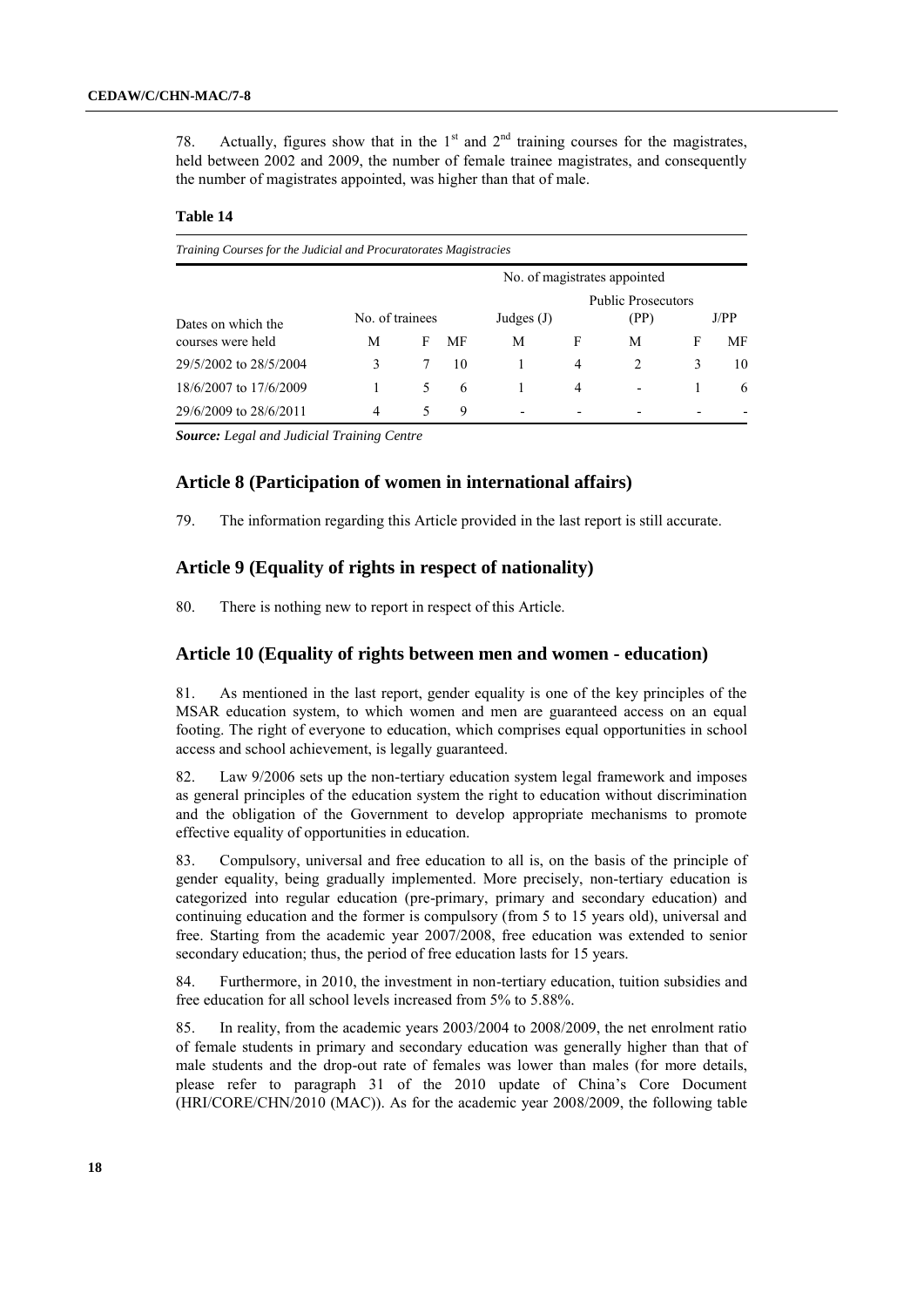78. Actually, figures show that in the 1st and 2nd training courses for the magistrates, held between 2002 and 2009, the number of female trainee magistrates, and consequently the number of magistrates appointed, was higher than that of male.

**Table 14**

*Training Courses for the Judicial and Procuratorates Magistracies*

| Dates on which the courses were held | No. of trainees | | | No. of magistrates appointed | | | | |
|---|---|---|---|---|---|---|---|---|
| | | | | Judges (J) | | Public Prosecutors (PP) | | J/PP |
| | M | F | MF | M | F | M | F | MF |
| 29/5/2002 to 28/5/2004 | 3 | 7 | 10 | 1 | 4 | 2 | 3 | 10 |
| 18/6/2007 to 17/6/2009 | 1 | 5 | 6 | 1 | 4 | - | 1 | 6 |
| 29/6/2009 to 28/6/2011 | 4 | 5 | 9 | - | - | - | - | - |

***Source:*** *Legal and Judicial Training Centre*

## Article 8 (Participation of women in international affairs)

79. The information regarding this Article provided in the last report is still accurate.

## Article 9 (Equality of rights in respect of nationality)

80. There is nothing new to report in respect of this Article.

## Article 10 (Equality of rights between men and women - education)

81. As mentioned in the last report, gender equality is one of the key principles of the MSAR education system, to which women and men are guaranteed access on an equal footing. The right of everyone to education, which comprises equal opportunities in school access and school achievement, is legally guaranteed.

82. Law 9/2006 sets up the non-tertiary education system legal framework and imposes as general principles of the education system the right to education without discrimination and the obligation of the Government to develop appropriate mechanisms to promote effective equality of opportunities in education.

83. Compulsory, universal and free education to all is, on the basis of the principle of gender equality, being gradually implemented. More precisely, non-tertiary education is categorized into regular education (pre-primary, primary and secondary education) and continuing education and the former is compulsory (from 5 to 15 years old), universal and free. Starting from the academic year 2007/2008, free education was extended to senior secondary education; thus, the period of free education lasts for 15 years.

84. Furthermore, in 2010, the investment in non-tertiary education, tuition subsidies and free education for all school levels increased from 5% to 5.88%.

85. In reality, from the academic years 2003/2004 to 2008/2009, the net enrolment ratio of female students in primary and secondary education was generally higher than that of male students and the drop-out rate of females was lower than males (for more details, please refer to paragraph 31 of the 2010 update of China's Core Document (HRI/CORE/CHN/2010 (MAC)). As for the academic year 2008/2009, the following table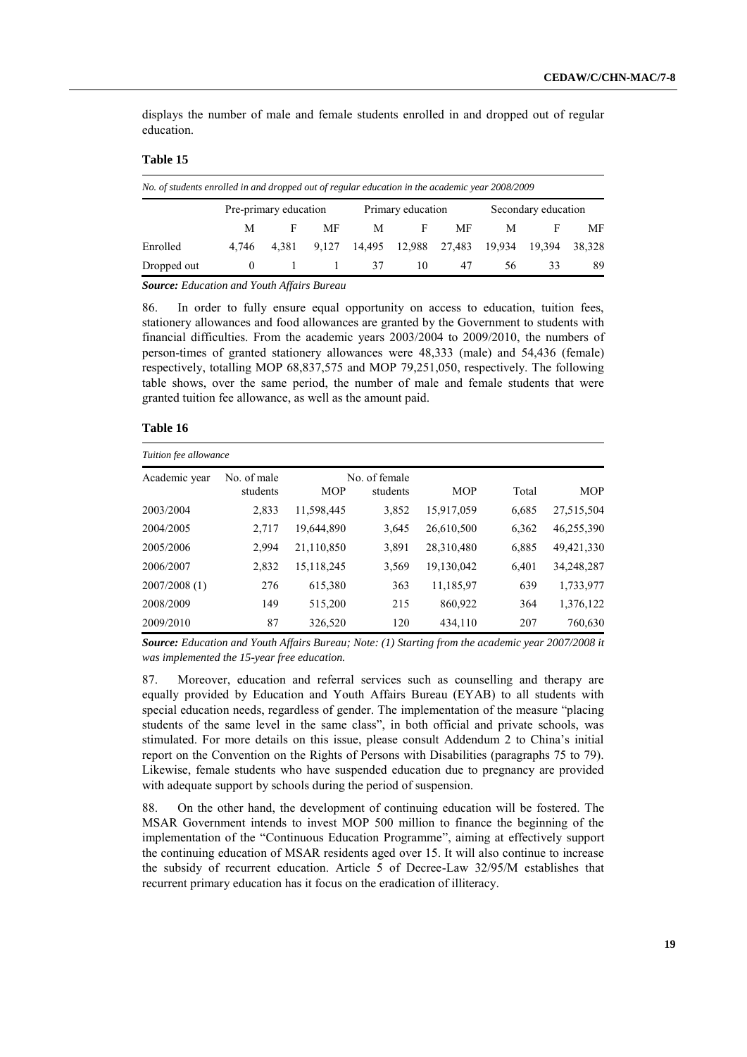displays the number of male and female students enrolled in and dropped out of regular education.

**Table 15**

*No. of students enrolled in and dropped out of regular education in the academic year 2008/2009*

| | Pre-primary education | | | Primary education | | | Secondary education | | |
|---|---|---|---|---|---|---|---|---|---|
| | M | F | MF | M | F | MF | M | F | MF |
| Enrolled | 4,746 | 4,381 | 9,127 | 14,495 | 12,988 | 27,483 | 19,934 | 19,394 | 38,328 |
| Dropped out | 0 | 1 | 1 | 37 | 10 | 47 | 56 | 33 | 89 |

***Source:*** *Education and Youth Affairs Bureau*

86. In order to fully ensure equal opportunity on access to education, tuition fees, stationery allowances and food allowances are granted by the Government to students with financial difficulties. From the academic years 2003/2004 to 2009/2010, the numbers of person-times of granted stationery allowances were 48,333 (male) and 54,436 (female) respectively, totalling MOP 68,837,575 and MOP 79,251,050, respectively. The following table shows, over the same period, the number of male and female students that were granted tuition fee allowance, as well as the amount paid.

**Table 16**

*Tuition fee allowance*

| Academic year | No. of male students | MOP | No. of female students | MOP | Total | MOP |
|---|---|---|---|---|---|---|
| 2003/2004 | 2,833 | 11,598,445 | 3,852 | 15,917,059 | 6,685 | 27,515,504 |
| 2004/2005 | 2,717 | 19,644,890 | 3,645 | 26,610,500 | 6,362 | 46,255,390 |
| 2005/2006 | 2,994 | 21,110,850 | 3,891 | 28,310,480 | 6,885 | 49,421,330 |
| 2006/2007 | 2,832 | 15,118,245 | 3,569 | 19,130,042 | 6,401 | 34,248,287 |
| 2007/2008 (1) | 276 | 615,380 | 363 | 11,185,97 | 639 | 1,733,977 |
| 2008/2009 | 149 | 515,200 | 215 | 860,922 | 364 | 1,376,122 |
| 2009/2010 | 87 | 326,520 | 120 | 434,110 | 207 | 760,630 |

***Source:*** *Education and Youth Affairs Bureau; Note: (1) Starting from the academic year 2007/2008 it was implemented the 15-year free education.*

87. Moreover, education and referral services such as counselling and therapy are equally provided by Education and Youth Affairs Bureau (EYAB) to all students with special education needs, regardless of gender. The implementation of the measure "placing students of the same level in the same class", in both official and private schools, was stimulated. For more details on this issue, please consult Addendum 2 to China's initial report on the Convention on the Rights of Persons with Disabilities (paragraphs 75 to 79). Likewise, female students who have suspended education due to pregnancy are provided with adequate support by schools during the period of suspension.

88. On the other hand, the development of continuing education will be fostered. The MSAR Government intends to invest MOP 500 million to finance the beginning of the implementation of the "Continuous Education Programme", aiming at effectively support the continuing education of MSAR residents aged over 15. It will also continue to increase the subsidy of recurrent education. Article 5 of Decree-Law 32/95/M establishes that recurrent primary education has it focus on the eradication of illiteracy.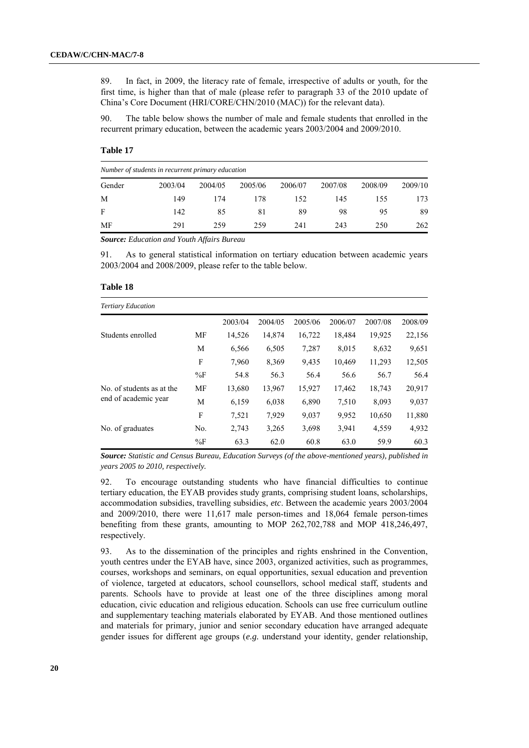89. In fact, in 2009, the literacy rate of female, irrespective of adults or youth, for the first time, is higher than that of male (please refer to paragraph 33 of the 2010 update of China's Core Document (HRI/CORE/CHN/2010 (MAC)) for the relevant data).

90. The table below shows the number of male and female students that enrolled in the recurrent primary education, between the academic years 2003/2004 and 2009/2010.

**Table 17**

*Number of students in recurrent primary education*

| Gender | 2003/04 | 2004/05 | 2005/06 | 2006/07 | 2007/08 | 2008/09 | 2009/10 |
|---|---|---|---|---|---|---|---|
| M | 149 | 174 | 178 | 152 | 145 | 155 | 173 |
| F | 142 | 85 | 81 | 89 | 98 | 95 | 89 |
| MF | 291 | 259 | 259 | 241 | 243 | 250 | 262 |

***Source:*** *Education and Youth Affairs Bureau*

91. As to general statistical information on tertiary education between academic years 2003/2004 and 2008/2009, please refer to the table below.

**Table 18**

*Tertiary Education*

| | | 2003/04 | 2004/05 | 2005/06 | 2006/07 | 2007/08 | 2008/09 |
|---|---|---|---|---|---|---|---|
| Students enrolled | MF | 14,526 | 14,874 | 16,722 | 18,484 | 19,925 | 22,156 |
| | M | 6,566 | 6,505 | 7,287 | 8,015 | 8,632 | 9,651 |
| | F | 7,960 | 8,369 | 9,435 | 10,469 | 11,293 | 12,505 |
| | %F | 54.8 | 56.3 | 56.4 | 56.6 | 56.7 | 56.4 |
| No. of students as at the end of academic year | MF | 13,680 | 13,967 | 15,927 | 17,462 | 18,743 | 20,917 |
| | M | 6,159 | 6,038 | 6,890 | 7,510 | 8,093 | 9,037 |
| | F | 7,521 | 7,929 | 9,037 | 9,952 | 10,650 | 11,880 |
| No. of graduates | No. | 2,743 | 3,265 | 3,698 | 3,941 | 4,559 | 4,932 |
| | %F | 63.3 | 62.0 | 60.8 | 63.0 | 59.9 | 60.3 |

***Source:*** *Statistic and Census Bureau, Education Surveys (of the above-mentioned years), published in years 2005 to 2010, respectively.*

92. To encourage outstanding students who have financial difficulties to continue tertiary education, the EYAB provides study grants, comprising student loans, scholarships, accommodation subsidies, travelling subsidies, *etc*. Between the academic years 2003/2004 and 2009/2010, there were 11,617 male person-times and 18,064 female person-times benefiting from these grants, amounting to MOP 262,702,788 and MOP 418,246,497, respectively.

93. As to the dissemination of the principles and rights enshrined in the Convention, youth centres under the EYAB have, since 2003, organized activities, such as programmes, courses, workshops and seminars, on equal opportunities, sexual education and prevention of violence, targeted at educators, school counsellors, school medical staff, students and parents. Schools have to provide at least one of the three disciplines among moral education, civic education and religious education. Schools can use free curriculum outline and supplementary teaching materials elaborated by EYAB. And those mentioned outlines and materials for primary, junior and senior secondary education have arranged adequate gender issues for different age groups (*e.g.* understand your identity, gender relationship,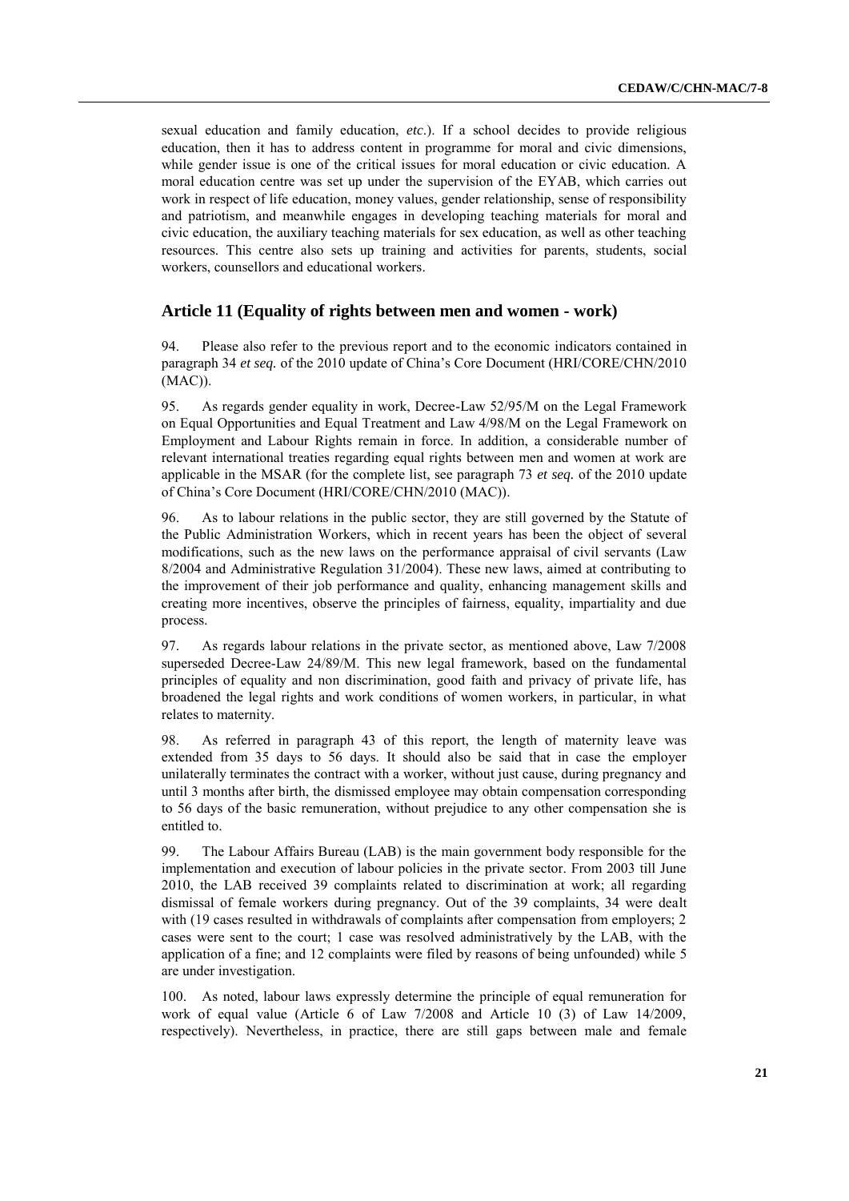sexual education and family education, *etc.*). If a school decides to provide religious education, then it has to address content in programme for moral and civic dimensions, while gender issue is one of the critical issues for moral education or civic education. A moral education centre was set up under the supervision of the EYAB, which carries out work in respect of life education, money values, gender relationship, sense of responsibility and patriotism, and meanwhile engages in developing teaching materials for moral and civic education, the auxiliary teaching materials for sex education, as well as other teaching resources. This centre also sets up training and activities for parents, students, social workers, counsellors and educational workers.

## Article 11 (Equality of rights between men and women - work)

94. Please also refer to the previous report and to the economic indicators contained in paragraph 34 *et seq.* of the 2010 update of China's Core Document (HRI/CORE/CHN/2010 (MAC)).

95. As regards gender equality in work, Decree-Law 52/95/M on the Legal Framework on Equal Opportunities and Equal Treatment and Law 4/98/M on the Legal Framework on Employment and Labour Rights remain in force. In addition, a considerable number of relevant international treaties regarding equal rights between men and women at work are applicable in the MSAR (for the complete list, see paragraph 73 *et seq.* of the 2010 update of China's Core Document (HRI/CORE/CHN/2010 (MAC)).

96. As to labour relations in the public sector, they are still governed by the Statute of the Public Administration Workers, which in recent years has been the object of several modifications, such as the new laws on the performance appraisal of civil servants (Law 8/2004 and Administrative Regulation 31/2004). These new laws, aimed at contributing to the improvement of their job performance and quality, enhancing management skills and creating more incentives, observe the principles of fairness, equality, impartiality and due process.

97. As regards labour relations in the private sector, as mentioned above, Law 7/2008 superseded Decree-Law 24/89/M. This new legal framework, based on the fundamental principles of equality and non discrimination, good faith and privacy of private life, has broadened the legal rights and work conditions of women workers, in particular, in what relates to maternity.

98. As referred in paragraph 43 of this report, the length of maternity leave was extended from 35 days to 56 days. It should also be said that in case the employer unilaterally terminates the contract with a worker, without just cause, during pregnancy and until 3 months after birth, the dismissed employee may obtain compensation corresponding to 56 days of the basic remuneration, without prejudice to any other compensation she is entitled to.

99. The Labour Affairs Bureau (LAB) is the main government body responsible for the implementation and execution of labour policies in the private sector. From 2003 till June 2010, the LAB received 39 complaints related to discrimination at work; all regarding dismissal of female workers during pregnancy. Out of the 39 complaints, 34 were dealt with (19 cases resulted in withdrawals of complaints after compensation from employers; 2 cases were sent to the court; 1 case was resolved administratively by the LAB, with the application of a fine; and 12 complaints were filed by reasons of being unfounded) while 5 are under investigation.

100. As noted, labour laws expressly determine the principle of equal remuneration for work of equal value (Article 6 of Law 7/2008 and Article 10 (3) of Law 14/2009, respectively). Nevertheless, in practice, there are still gaps between male and female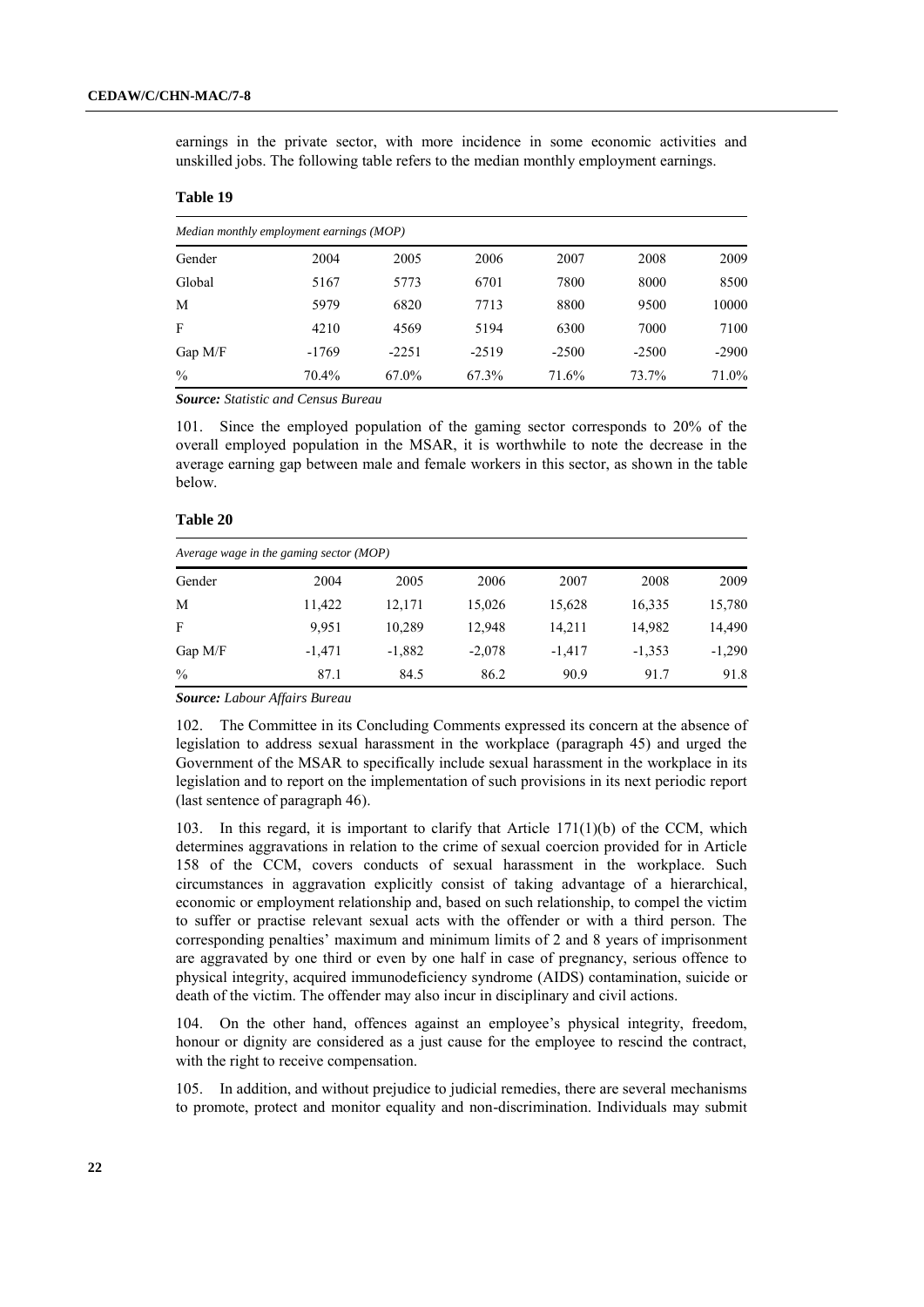earnings in the private sector, with more incidence in some economic activities and unskilled jobs. The following table refers to the median monthly employment earnings.

**Table 19**

| *Median monthly employment earnings (MOP)* | | | | | | |
|---|---|---|---|---|---|---|
| Gender | 2004 | 2005 | 2006 | 2007 | 2008 | 2009 |
| Global | 5167 | 5773 | 6701 | 7800 | 8000 | 8500 |
| M | 5979 | 6820 | 7713 | 8800 | 9500 | 10000 |
| F | 4210 | 4569 | 5194 | 6300 | 7000 | 7100 |
| Gap M/F | -1769 | -2251 | -2519 | -2500 | -2500 | -2900 |
| % | 70.4% | 67.0% | 67.3% | 71.6% | 73.7% | 71.0% |

***Source:*** *Statistic and Census Bureau*

101. Since the employed population of the gaming sector corresponds to 20% of the overall employed population in the MSAR, it is worthwhile to note the decrease in the average earning gap between male and female workers in this sector, as shown in the table below.

**Table 20**

| *Average wage in the gaming sector (MOP)* | | | | | | |
|---|---|---|---|---|---|---|
| Gender | 2004 | 2005 | 2006 | 2007 | 2008 | 2009 |
| M | 11,422 | 12,171 | 15,026 | 15,628 | 16,335 | 15,780 |
| F | 9,951 | 10,289 | 12,948 | 14,211 | 14,982 | 14,490 |
| Gap M/F | -1,471 | -1,882 | -2,078 | -1,417 | -1,353 | -1,290 |
| % | 87.1 | 84.5 | 86.2 | 90.9 | 91.7 | 91.8 |

***Source:*** *Labour Affairs Bureau*

102. The Committee in its Concluding Comments expressed its concern at the absence of legislation to address sexual harassment in the workplace (paragraph 45) and urged the Government of the MSAR to specifically include sexual harassment in the workplace in its legislation and to report on the implementation of such provisions in its next periodic report (last sentence of paragraph 46).

103. In this regard, it is important to clarify that Article 171(1)(b) of the CCM, which determines aggravations in relation to the crime of sexual coercion provided for in Article 158 of the CCM, covers conducts of sexual harassment in the workplace. Such circumstances in aggravation explicitly consist of taking advantage of a hierarchical, economic or employment relationship and, based on such relationship, to compel the victim to suffer or practise relevant sexual acts with the offender or with a third person. The corresponding penalties' maximum and minimum limits of 2 and 8 years of imprisonment are aggravated by one third or even by one half in case of pregnancy, serious offence to physical integrity, acquired immunodeficiency syndrome (AIDS) contamination, suicide or death of the victim. The offender may also incur in disciplinary and civil actions.

104. On the other hand, offences against an employee's physical integrity, freedom, honour or dignity are considered as a just cause for the employee to rescind the contract, with the right to receive compensation.

105. In addition, and without prejudice to judicial remedies, there are several mechanisms to promote, protect and monitor equality and non-discrimination. Individuals may submit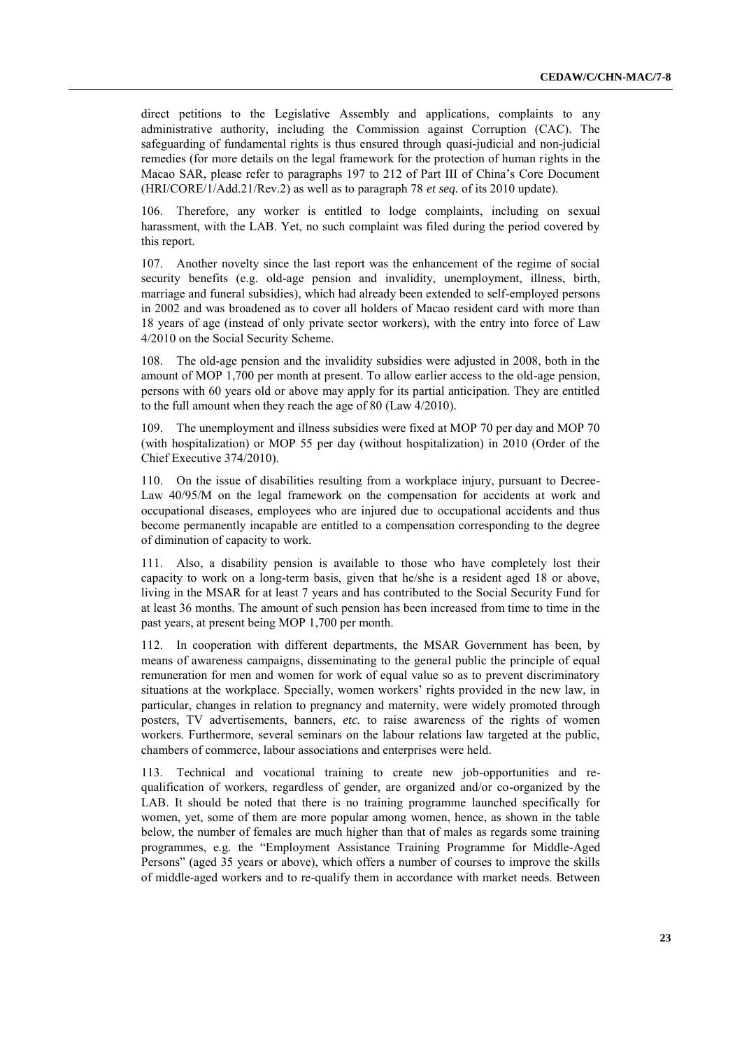direct petitions to the Legislative Assembly and applications, complaints to any administrative authority, including the Commission against Corruption (CAC). The safeguarding of fundamental rights is thus ensured through quasi-judicial and non-judicial remedies (for more details on the legal framework for the protection of human rights in the Macao SAR, please refer to paragraphs 197 to 212 of Part III of China's Core Document (HRI/CORE/1/Add.21/Rev.2) as well as to paragraph 78 *et seq.* of its 2010 update).

106. Therefore, any worker is entitled to lodge complaints, including on sexual harassment, with the LAB. Yet, no such complaint was filed during the period covered by this report.

107. Another novelty since the last report was the enhancement of the regime of social security benefits (e.g. old-age pension and invalidity, unemployment, illness, birth, marriage and funeral subsidies), which had already been extended to self-employed persons in 2002 and was broadened as to cover all holders of Macao resident card with more than 18 years of age (instead of only private sector workers), with the entry into force of Law 4/2010 on the Social Security Scheme.

108. The old-age pension and the invalidity subsidies were adjusted in 2008, both in the amount of MOP 1,700 per month at present. To allow earlier access to the old-age pension, persons with 60 years old or above may apply for its partial anticipation. They are entitled to the full amount when they reach the age of 80 (Law 4/2010).

109. The unemployment and illness subsidies were fixed at MOP 70 per day and MOP 70 (with hospitalization) or MOP 55 per day (without hospitalization) in 2010 (Order of the Chief Executive 374/2010).

110. On the issue of disabilities resulting from a workplace injury, pursuant to Decree-Law 40/95/M on the legal framework on the compensation for accidents at work and occupational diseases, employees who are injured due to occupational accidents and thus become permanently incapable are entitled to a compensation corresponding to the degree of diminution of capacity to work.

111. Also, a disability pension is available to those who have completely lost their capacity to work on a long-term basis, given that he/she is a resident aged 18 or above, living in the MSAR for at least 7 years and has contributed to the Social Security Fund for at least 36 months. The amount of such pension has been increased from time to time in the past years, at present being MOP 1,700 per month.

112. In cooperation with different departments, the MSAR Government has been, by means of awareness campaigns, disseminating to the general public the principle of equal remuneration for men and women for work of equal value so as to prevent discriminatory situations at the workplace. Specially, women workers' rights provided in the new law, in particular, changes in relation to pregnancy and maternity, were widely promoted through posters, TV advertisements, banners, *etc.* to raise awareness of the rights of women workers. Furthermore, several seminars on the labour relations law targeted at the public, chambers of commerce, labour associations and enterprises were held.

113. Technical and vocational training to create new job-opportunities and re-qualification of workers, regardless of gender, are organized and/or co-organized by the LAB. It should be noted that there is no training programme launched specifically for women, yet, some of them are more popular among women, hence, as shown in the table below, the number of females are much higher than that of males as regards some training programmes, e.g. the "Employment Assistance Training Programme for Middle-Aged Persons" (aged 35 years or above), which offers a number of courses to improve the skills of middle-aged workers and to re-qualify them in accordance with market needs. Between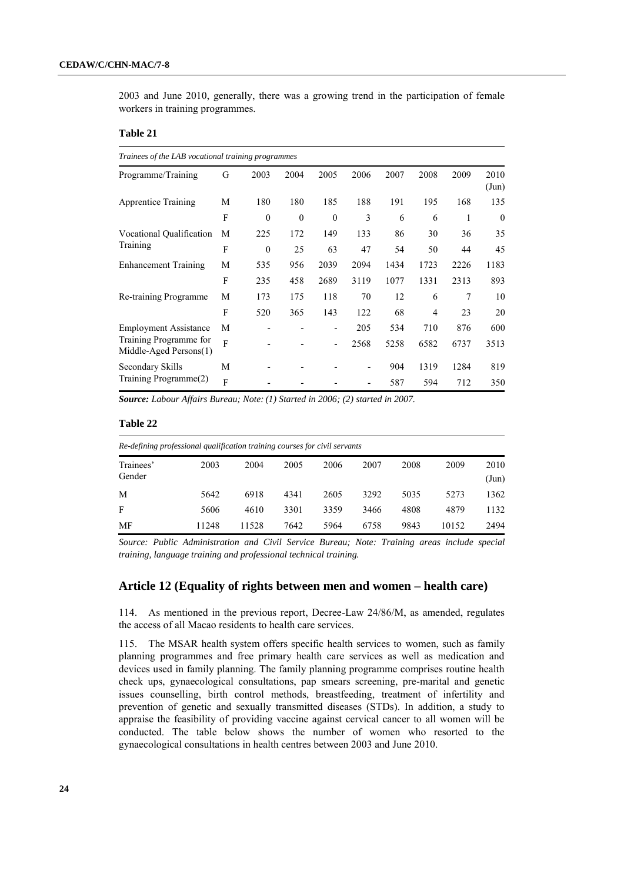2003 and June 2010, generally, there was a growing trend in the participation of female workers in training programmes.

**Table 21**

*Trainees of the LAB vocational training programmes*

| Programme/Training | G | 2003 | 2004 | 2005 | 2006 | 2007 | 2008 | 2009 | 2010 (Jun) |
|---|---|---|---|---|---|---|---|---|---|
| Apprentice Training | M | 180 | 180 | 185 | 188 | 191 | 195 | 168 | 135 |
| | F | 0 | 0 | 0 | 3 | 6 | 6 | 1 | 0 |
| Vocational Qualification Training | M | 225 | 172 | 149 | 133 | 86 | 30 | 36 | 35 |
| | F | 0 | 25 | 63 | 47 | 54 | 50 | 44 | 45 |
| Enhancement Training | M | 535 | 956 | 2039 | 2094 | 1434 | 1723 | 2226 | 1183 |
| | F | 235 | 458 | 2689 | 3119 | 1077 | 1331 | 2313 | 893 |
| Re-training Programme | M | 173 | 175 | 118 | 70 | 12 | 6 | 7 | 10 |
| | F | 520 | 365 | 143 | 122 | 68 | 4 | 23 | 20 |
| Employment Assistance Training Programme for Middle-Aged Persons(1) | M | - | - | - | 205 | 534 | 710 | 876 | 600 |
| | F | - | - | - | 2568 | 5258 | 6582 | 6737 | 3513 |
| Secondary Skills Training Programme(2) | M | - | - | - | - | 904 | 1319 | 1284 | 819 |
| | F | - | - | - | - | 587 | 594 | 712 | 350 |

***Source:*** *Labour Affairs Bureau; Note: (1) Started in 2006; (2) started in 2007.*

**Table 22**

*Re-defining professional qualification training courses for civil servants*

| Trainees' Gender | 2003 | 2004 | 2005 | 2006 | 2007 | 2008 | 2009 | 2010 (Jun) |
|---|---|---|---|---|---|---|---|---|
| M | 5642 | 6918 | 4341 | 2605 | 3292 | 5035 | 5273 | 1362 |
| F | 5606 | 4610 | 3301 | 3359 | 3466 | 4808 | 4879 | 1132 |
| MF | 11248 | 11528 | 7642 | 5964 | 6758 | 9843 | 10152 | 2494 |

*Source: Public Administration and Civil Service Bureau; Note: Training areas include special training, language training and professional technical training.*

## Article 12 (Equality of rights between men and women – health care)

114. As mentioned in the previous report, Decree-Law 24/86/M, as amended, regulates the access of all Macao residents to health care services.

115. The MSAR health system offers specific health services to women, such as family planning programmes and free primary health care services as well as medication and devices used in family planning. The family planning programme comprises routine health check ups, gynaecological consultations, pap smears screening, pre-marital and genetic issues counselling, birth control methods, breastfeeding, treatment of infertility and prevention of genetic and sexually transmitted diseases (STDs). In addition, a study to appraise the feasibility of providing vaccine against cervical cancer to all women will be conducted. The table below shows the number of women who resorted to the gynaecological consultations in health centres between 2003 and June 2010.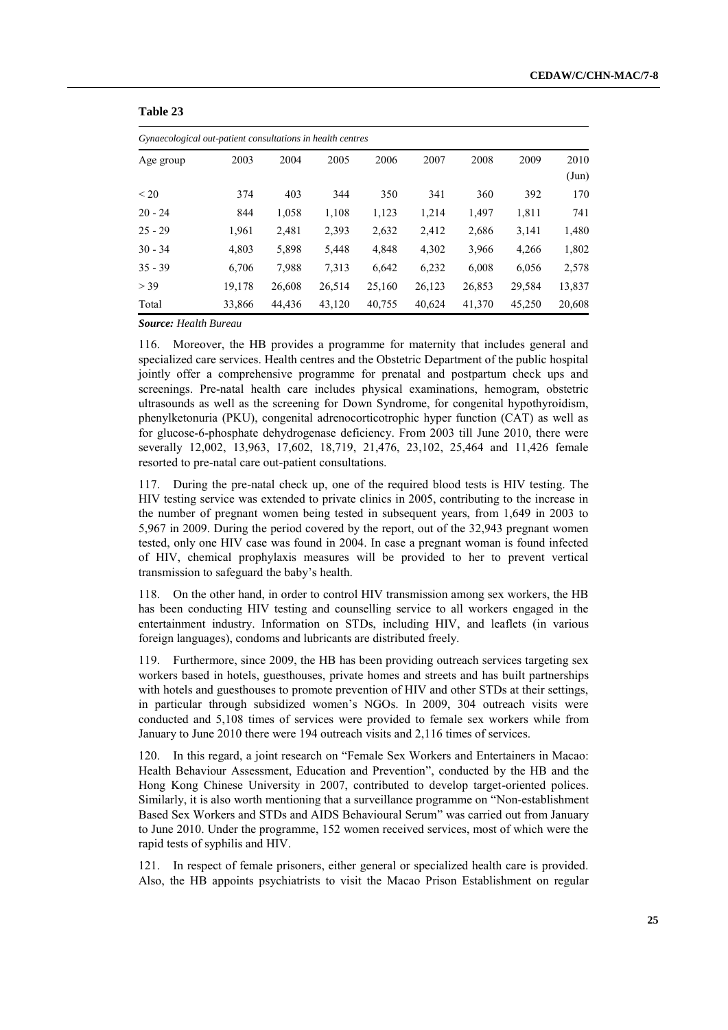**Table 23**

*Gynaecological out-patient consultations in health centres*

| Age group | 2003 | 2004 | 2005 | 2006 | 2007 | 2008 | 2009 | 2010 (Jun) |
|---|---|---|---|---|---|---|---|---|
| < 20 | 374 | 403 | 344 | 350 | 341 | 360 | 392 | 170 |
| 20 - 24 | 844 | 1,058 | 1,108 | 1,123 | 1,214 | 1,497 | 1,811 | 741 |
| 25 - 29 | 1,961 | 2,481 | 2,393 | 2,632 | 2,412 | 2,686 | 3,141 | 1,480 |
| 30 - 34 | 4,803 | 5,898 | 5,448 | 4,848 | 4,302 | 3,966 | 4,266 | 1,802 |
| 35 - 39 | 6,706 | 7,988 | 7,313 | 6,642 | 6,232 | 6,008 | 6,056 | 2,578 |
| > 39 | 19,178 | 26,608 | 26,514 | 25,160 | 26,123 | 26,853 | 29,584 | 13,837 |
| Total | 33,866 | 44,436 | 43,120 | 40,755 | 40,624 | 41,370 | 45,250 | 20,608 |

***Source:*** *Health Bureau*

116. Moreover, the HB provides a programme for maternity that includes general and specialized care services. Health centres and the Obstetric Department of the public hospital jointly offer a comprehensive programme for prenatal and postpartum check ups and screenings. Pre-natal health care includes physical examinations, hemogram, obstetric ultrasounds as well as the screening for Down Syndrome, for congenital hypothyroidism, phenylketonuria (PKU), congenital adrenocorticotrophic hyper function (CAT) as well as for glucose-6-phosphate dehydrogenase deficiency. From 2003 till June 2010, there were severally 12,002, 13,963, 17,602, 18,719, 21,476, 23,102, 25,464 and 11,426 female resorted to pre-natal care out-patient consultations.

117. During the pre-natal check up, one of the required blood tests is HIV testing. The HIV testing service was extended to private clinics in 2005, contributing to the increase in the number of pregnant women being tested in subsequent years, from 1,649 in 2003 to 5,967 in 2009. During the period covered by the report, out of the 32,943 pregnant women tested, only one HIV case was found in 2004. In case a pregnant woman is found infected of HIV, chemical prophylaxis measures will be provided to her to prevent vertical transmission to safeguard the baby's health.

118. On the other hand, in order to control HIV transmission among sex workers, the HB has been conducting HIV testing and counselling service to all workers engaged in the entertainment industry. Information on STDs, including HIV, and leaflets (in various foreign languages), condoms and lubricants are distributed freely.

119. Furthermore, since 2009, the HB has been providing outreach services targeting sex workers based in hotels, guesthouses, private homes and streets and has built partnerships with hotels and guesthouses to promote prevention of HIV and other STDs at their settings, in particular through subsidized women's NGOs. In 2009, 304 outreach visits were conducted and 5,108 times of services were provided to female sex workers while from January to June 2010 there were 194 outreach visits and 2,116 times of services.

120. In this regard, a joint research on "Female Sex Workers and Entertainers in Macao: Health Behaviour Assessment, Education and Prevention", conducted by the HB and the Hong Kong Chinese University in 2007, contributed to develop target-oriented polices. Similarly, it is also worth mentioning that a surveillance programme on "Non-establishment Based Sex Workers and STDs and AIDS Behavioural Serum" was carried out from January to June 2010. Under the programme, 152 women received services, most of which were the rapid tests of syphilis and HIV.

121. In respect of female prisoners, either general or specialized health care is provided. Also, the HB appoints psychiatrists to visit the Macao Prison Establishment on regular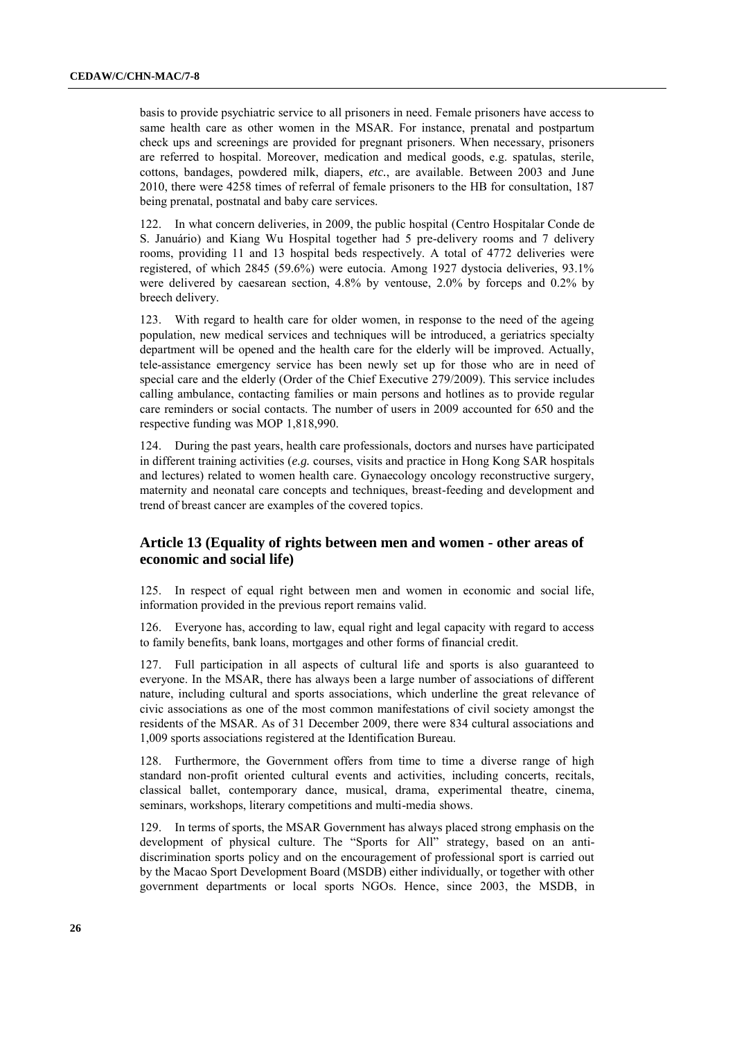basis to provide psychiatric service to all prisoners in need. Female prisoners have access to same health care as other women in the MSAR. For instance, prenatal and postpartum check ups and screenings are provided for pregnant prisoners. When necessary, prisoners are referred to hospital. Moreover, medication and medical goods, e.g. spatulas, sterile, cottons, bandages, powdered milk, diapers, *etc.*, are available. Between 2003 and June 2010, there were 4258 times of referral of female prisoners to the HB for consultation, 187 being prenatal, postnatal and baby care services.

122. In what concern deliveries, in 2009, the public hospital (Centro Hospitalar Conde de S. Januário) and Kiang Wu Hospital together had 5 pre-delivery rooms and 7 delivery rooms, providing 11 and 13 hospital beds respectively. A total of 4772 deliveries were registered, of which 2845 (59.6%) were eutocia. Among 1927 dystocia deliveries, 93.1% were delivered by caesarean section, 4.8% by ventouse, 2.0% by forceps and 0.2% by breech delivery.

123. With regard to health care for older women, in response to the need of the ageing population, new medical services and techniques will be introduced, a geriatrics specialty department will be opened and the health care for the elderly will be improved. Actually, tele-assistance emergency service has been newly set up for those who are in need of special care and the elderly (Order of the Chief Executive 279/2009). This service includes calling ambulance, contacting families or main persons and hotlines as to provide regular care reminders or social contacts. The number of users in 2009 accounted for 650 and the respective funding was MOP 1,818,990.

124. During the past years, health care professionals, doctors and nurses have participated in different training activities (*e.g.* courses, visits and practice in Hong Kong SAR hospitals and lectures) related to women health care. Gynaecology oncology reconstructive surgery, maternity and neonatal care concepts and techniques, breast-feeding and development and trend of breast cancer are examples of the covered topics.

## Article 13 (Equality of rights between men and women - other areas of economic and social life)

125. In respect of equal right between men and women in economic and social life, information provided in the previous report remains valid.

126. Everyone has, according to law, equal right and legal capacity with regard to access to family benefits, bank loans, mortgages and other forms of financial credit.

127. Full participation in all aspects of cultural life and sports is also guaranteed to everyone. In the MSAR, there has always been a large number of associations of different nature, including cultural and sports associations, which underline the great relevance of civic associations as one of the most common manifestations of civil society amongst the residents of the MSAR. As of 31 December 2009, there were 834 cultural associations and 1,009 sports associations registered at the Identification Bureau.

128. Furthermore, the Government offers from time to time a diverse range of high standard non-profit oriented cultural events and activities, including concerts, recitals, classical ballet, contemporary dance, musical, drama, experimental theatre, cinema, seminars, workshops, literary competitions and multi-media shows.

129. In terms of sports, the MSAR Government has always placed strong emphasis on the development of physical culture. The "Sports for All" strategy, based on an anti-discrimination sports policy and on the encouragement of professional sport is carried out by the Macao Sport Development Board (MSDB) either individually, or together with other government departments or local sports NGOs. Hence, since 2003, the MSDB, in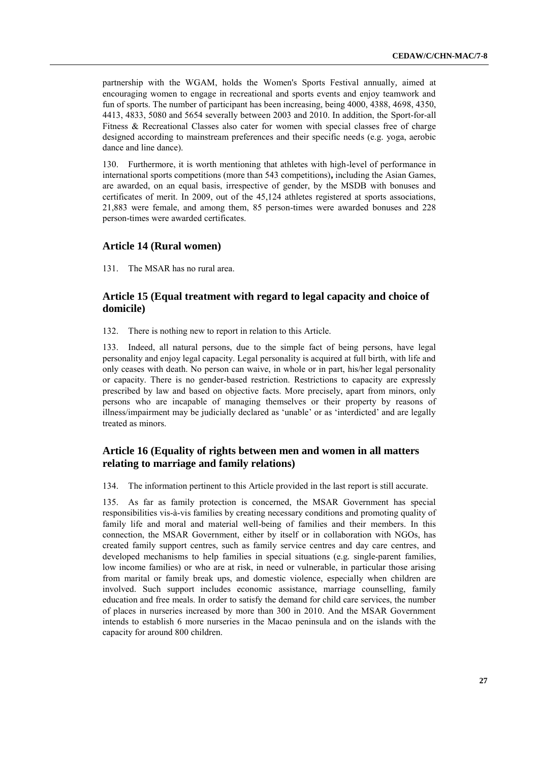partnership with the WGAM, holds the Women's Sports Festival annually, aimed at encouraging women to engage in recreational and sports events and enjoy teamwork and fun of sports. The number of participant has been increasing, being 4000, 4388, 4698, 4350, 4413, 4833, 5080 and 5654 severally between 2003 and 2010. In addition, the Sport-for-all Fitness & Recreational Classes also cater for women with special classes free of charge designed according to mainstream preferences and their specific needs (e.g. yoga, aerobic dance and line dance).

130. Furthermore, it is worth mentioning that athletes with high-level of performance in international sports competitions (more than 543 competitions)**,** including the Asian Games, are awarded, on an equal basis, irrespective of gender, by the MSDB with bonuses and certificates of merit. In 2009, out of the 45,124 athletes registered at sports associations, 21,883 were female, and among them, 85 person-times were awarded bonuses and 228 person-times were awarded certificates.

## Article 14 (Rural women)

131. The MSAR has no rural area.

## Article 15 (Equal treatment with regard to legal capacity and choice of domicile)

132. There is nothing new to report in relation to this Article.

133. Indeed, all natural persons, due to the simple fact of being persons, have legal personality and enjoy legal capacity. Legal personality is acquired at full birth, with life and only ceases with death. No person can waive, in whole or in part, his/her legal personality or capacity. There is no gender-based restriction. Restrictions to capacity are expressly prescribed by law and based on objective facts. More precisely, apart from minors, only persons who are incapable of managing themselves or their property by reasons of illness/impairment may be judicially declared as 'unable' or as 'interdicted' and are legally treated as minors.

## Article 16 (Equality of rights between men and women in all matters relating to marriage and family relations)

134. The information pertinent to this Article provided in the last report is still accurate.

135. As far as family protection is concerned, the MSAR Government has special responsibilities vis-à-vis families by creating necessary conditions and promoting quality of family life and moral and material well-being of families and their members. In this connection, the MSAR Government, either by itself or in collaboration with NGOs, has created family support centres, such as family service centres and day care centres, and developed mechanisms to help families in special situations (e.g. single-parent families, low income families) or who are at risk, in need or vulnerable, in particular those arising from marital or family break ups, and domestic violence, especially when children are involved. Such support includes economic assistance, marriage counselling, family education and free meals. In order to satisfy the demand for child care services, the number of places in nurseries increased by more than 300 in 2010. And the MSAR Government intends to establish 6 more nurseries in the Macao peninsula and on the islands with the capacity for around 800 children.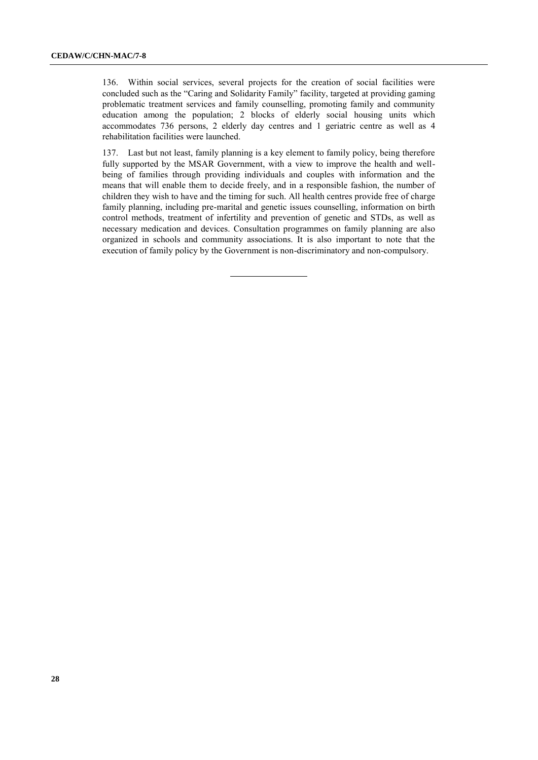136. Within social services, several projects for the creation of social facilities were concluded such as the "Caring and Solidarity Family" facility, targeted at providing gaming problematic treatment services and family counselling, promoting family and community education among the population; 2 blocks of elderly social housing units which accommodates 736 persons, 2 elderly day centres and 1 geriatric centre as well as 4 rehabilitation facilities were launched.

137. Last but not least, family planning is a key element to family policy, being therefore fully supported by the MSAR Government, with a view to improve the health and well-being of families through providing individuals and couples with information and the means that will enable them to decide freely, and in a responsible fashion, the number of children they wish to have and the timing for such. All health centres provide free of charge family planning, including pre-marital and genetic issues counselling, information on birth control methods, treatment of infertility and prevention of genetic and STDs, as well as necessary medication and devices. Consultation programmes on family planning are also organized in schools and community associations. It is also important to note that the execution of family policy by the Government is non-discriminatory and non-compulsory.